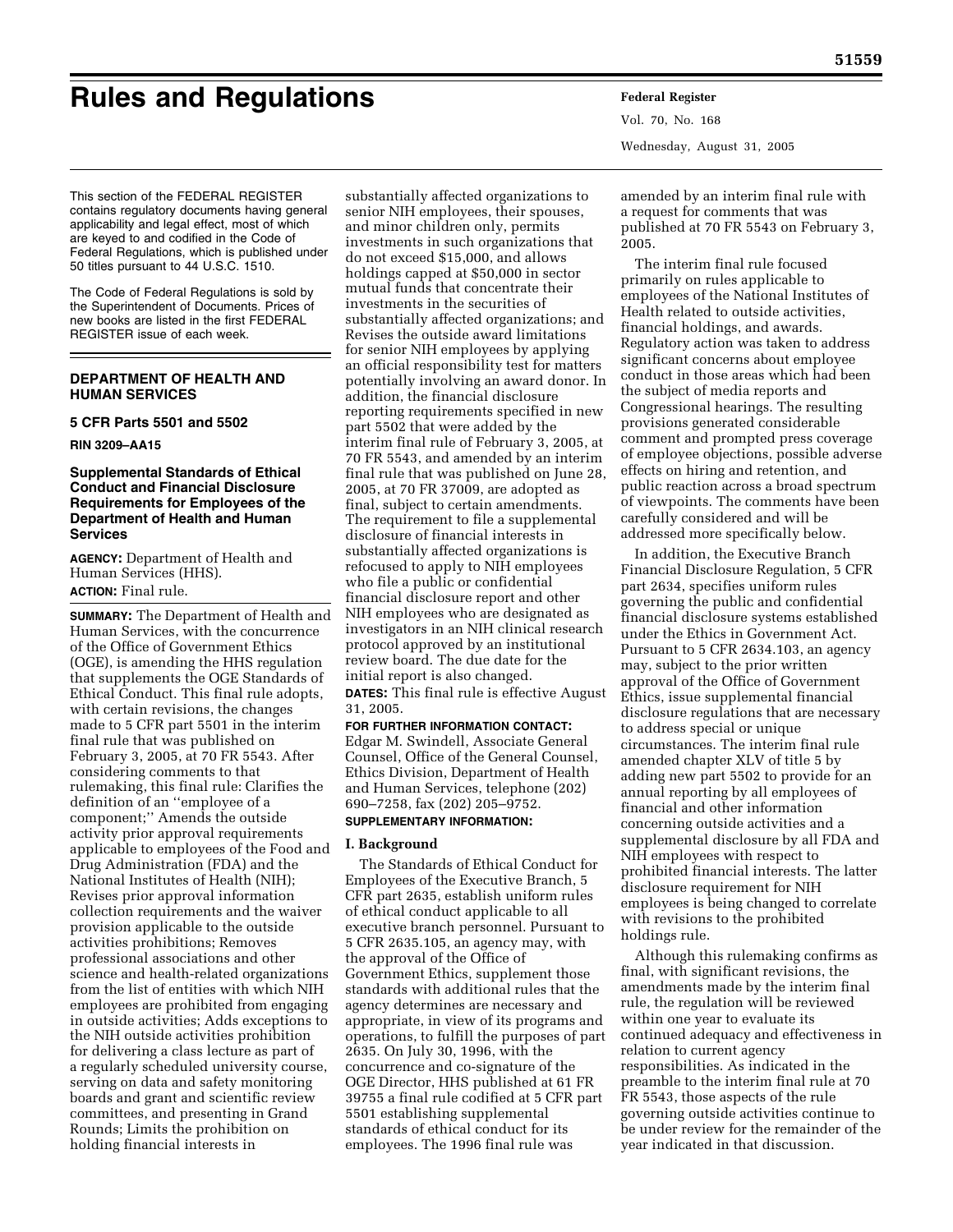# Rules and Regulations

This section of the FEDERAL REGISTER contains regulatory documents having general applicability and legal effect, most of which are keyed to and codified in the Code of Federal Regulations, which is published under 50 titles pursuant to 44 U.S.C. 1510.

The Code of Federal Regulations is sold by the Superintendent of Documents. Prices of new books are listed in the first FEDERAL REGISTER issue of each week.

## DEPARTMENT OF HEALTH AND HUMAN SERVICES

### 5 CFR Parts 5501 and 5502

**RIN 3209–AA15**

### Supplemental Standards of Ethical Conduct and Financial Disclosure Requirements for Employees of the Department of Health and Human Services

**AGENCY:** Department of Health and Human Services (HHS).

**ACTION:** Final rule.

**SUMMARY:** The Department of Health and Human Services, with the concurrence of the Office of Government Ethics (OGE), is amending the HHS regulation that supplements the OGE Standards of Ethical Conduct. This final rule adopts, with certain revisions, the changes made to 5 CFR part 5501 in the interim final rule that was published on February 3, 2005, at 70 FR 5543. After considering comments to that rulemaking, this final rule: Clarifies the definition of an ''employee of a component;'' Amends the outside activity prior approval requirements applicable to employees of the Food and Drug Administration (FDA) and the National Institutes of Health (NIH); Revises prior approval information collection requirements and the waiver provision applicable to the outside activities prohibitions; Removes professional associations and other science and health-related organizations from the list of entities with which NIH employees are prohibited from engaging in outside activities; Adds exceptions to the NIH outside activities prohibition for delivering a class lecture as part of a regularly scheduled university course, serving on data and safety monitoring boards and grant and scientific review committees, and presenting in Grand Rounds; Limits the prohibition on holding financial interests in substantially affected organizations to senior NIH employees, their spouses, and minor children only, permits investments in such organizations that do not exceed $15,000, and allows holdings capped at $50,000 in sector mutual funds that concentrate their investments in the securities of substantially affected organizations; and Revises the outside award limitations for senior NIH employees by applying an official responsibility test for matters potentially involving an award donor. In addition, the financial disclosure reporting requirements specified in new part 5502 that were added by the interim final rule of February 3, 2005, at 70 FR 5543, and amended by an interim final rule that was published on June 28, 2005, at 70 FR 37009, are adopted as final, subject to certain amendments. The requirement to file a supplemental disclosure of financial interests in substantially affected organizations is refocused to apply to NIH employees who file a public or confidential financial disclosure report and other NIH employees who are designated as investigators in an NIH clinical research protocol approved by an institutional review board. The due date for the initial report is also changed.

**DATES:** This final rule is effective August 31, 2005.

**FOR FURTHER INFORMATION CONTACT:** Edgar M. Swindell, Associate General Counsel, Office of the General Counsel, Ethics Division, Department of Health and Human Services, telephone (202) 690–7258, fax (202) 205–9752.

**SUPPLEMENTARY INFORMATION:**

#### I. Background

The Standards of Ethical Conduct for Employees of the Executive Branch, 5 CFR part 2635, establish uniform rules of ethical conduct applicable to all executive branch personnel. Pursuant to 5 CFR 2635.105, an agency may, with the approval of the Office of Government Ethics, supplement those standards with additional rules that the agency determines are necessary and appropriate, in view of its programs and operations, to fulfill the purposes of part 2635. On July 30, 1996, with the concurrence and co-signature of the OGE Director, HHS published at 61 FR 39755 a final rule codified at 5 CFR part 5501 establishing supplemental standards of ethical conduct for its employees. The 1996 final rule was amended by an interim final rule with a request for comments that was published at 70 FR 5543 on February 3, 2005.

The interim final rule focused primarily on rules applicable to employees of the National Institutes of Health related to outside activities, financial holdings, and awards. Regulatory action was taken to address significant concerns about employee conduct in those areas which had been the subject of media reports and Congressional hearings. The resulting provisions generated considerable comment and prompted press coverage of employee objections, possible adverse effects on hiring and retention, and public reaction across a broad spectrum of viewpoints. The comments have been carefully considered and will be addressed more specifically below.

In addition, the Executive Branch Financial Disclosure Regulation, 5 CFR part 2634, specifies uniform rules governing the public and confidential financial disclosure systems established under the Ethics in Government Act. Pursuant to 5 CFR 2634.103, an agency may, subject to the prior written approval of the Office of Government Ethics, issue supplemental financial disclosure regulations that are necessary to address special or unique circumstances. The interim final rule amended chapter XLV of title 5 by adding new part 5502 to provide for an annual reporting by all employees of financial and other information concerning outside activities and a supplemental disclosure by all FDA and NIH employees with respect to prohibited financial interests. The latter disclosure requirement for NIH employees is being changed to correlate with revisions to the prohibited holdings rule.

Although this rulemaking confirms as final, with significant revisions, the amendments made by the interim final rule, the regulation will be reviewed within one year to evaluate its continued adequacy and effectiveness in relation to current agency responsibilities. As indicated in the preamble to the interim final rule at 70 FR 5543, those aspects of the rule governing outside activities continue to be under review for the remainder of the year indicated in that discussion.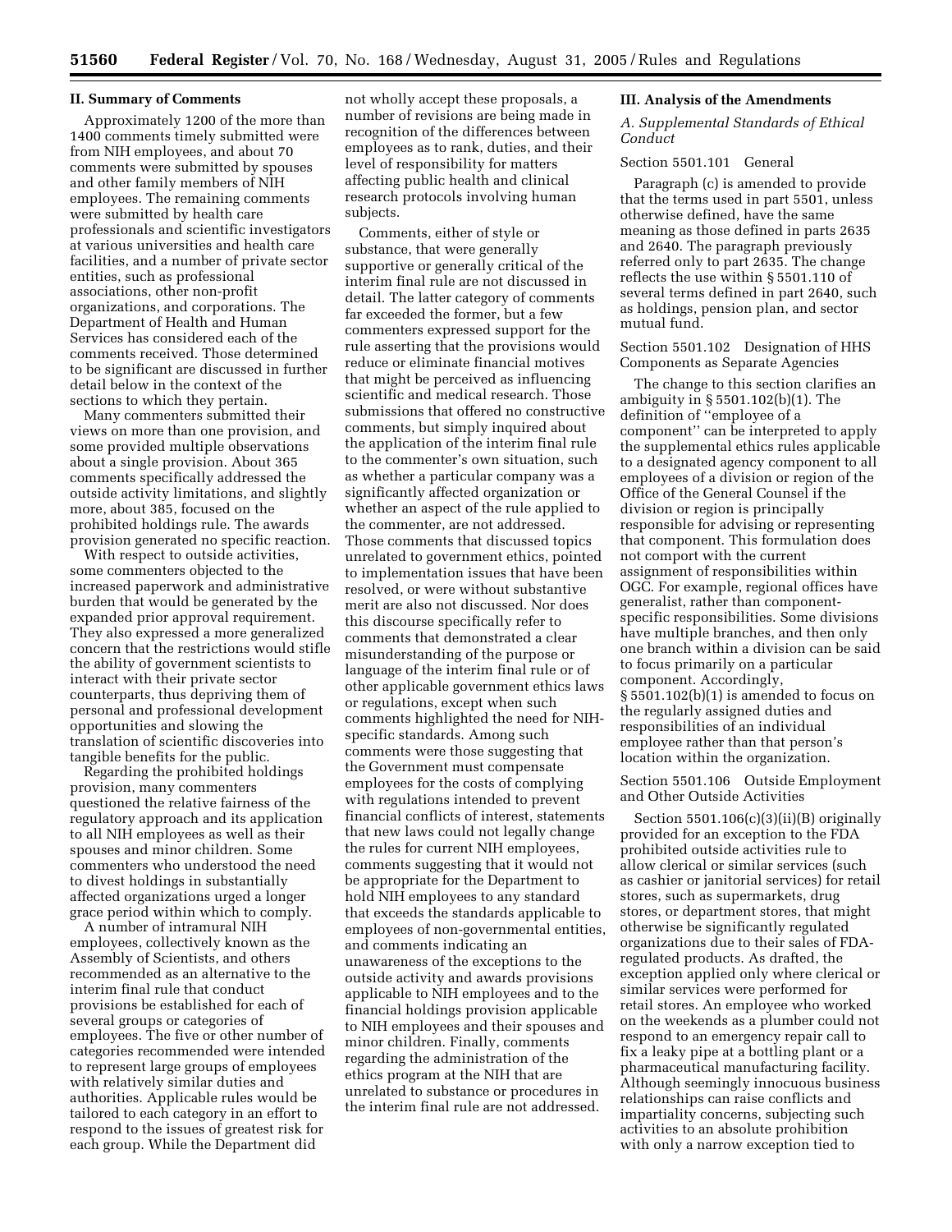## II. Summary of Comments

Approximately 1200 of the more than 1400 comments timely submitted were from NIH employees, and about 70 comments were submitted by spouses and other family members of NIH employees. The remaining comments were submitted by health care professionals and scientific investigators at various universities and health care facilities, and a number of private sector entities, such as professional associations, other non-profit organizations, and corporations. The Department of Health and Human Services has considered each of the comments received. Those determined to be significant are discussed in further detail below in the context of the sections to which they pertain.

Many commenters submitted their views on more than one provision, and some provided multiple observations about a single provision. About 365 comments specifically addressed the outside activity limitations, and slightly more, about 385, focused on the prohibited holdings rule. The awards provision generated no specific reaction.

With respect to outside activities, some commenters objected to the increased paperwork and administrative burden that would be generated by the expanded prior approval requirement. They also expressed a more generalized concern that the restrictions would stifle the ability of government scientists to interact with their private sector counterparts, thus depriving them of personal and professional development opportunities and slowing the translation of scientific discoveries into tangible benefits for the public.

Regarding the prohibited holdings provision, many commenters questioned the relative fairness of the regulatory approach and its application to all NIH employees as well as their spouses and minor children. Some commenters who understood the need to divest holdings in substantially affected organizations urged a longer grace period within which to comply.

A number of intramural NIH employees, collectively known as the Assembly of Scientists, and others recommended as an alternative to the interim final rule that conduct provisions be established for each of several groups or categories of employees. The five or other number of categories recommended were intended to represent large groups of employees with relatively similar duties and authorities. Applicable rules would be tailored to each category in an effort to respond to the issues of greatest risk for each group. While the Department did not wholly accept these proposals, a number of revisions are being made in recognition of the differences between employees as to rank, duties, and their level of responsibility for matters affecting public health and clinical research protocols involving human subjects.

Comments, either of style or substance, that were generally supportive or generally critical of the interim final rule are not discussed in detail. The latter category of comments far exceeded the former, but a few commenters expressed support for the rule asserting that the provisions would reduce or eliminate financial motives that might be perceived as influencing scientific and medical research. Those submissions that offered no constructive comments, but simply inquired about the application of the interim final rule to the commenter's own situation, such as whether a particular company was a significantly affected organization or whether an aspect of the rule applied to the commenter, are not addressed. Those comments that discussed topics unrelated to government ethics, pointed to implementation issues that have been resolved, or were without substantive merit are also not discussed. Nor does this discourse specifically refer to comments that demonstrated a clear misunderstanding of the purpose or language of the interim final rule or of other applicable government ethics laws or regulations, except when such comments highlighted the need for NIH-specific standards. Among such comments were those suggesting that the Government must compensate employees for the costs of complying with regulations intended to prevent financial conflicts of interest, statements that new laws could not legally change the rules for current NIH employees, comments suggesting that it would not be appropriate for the Department to hold NIH employees to any standard that exceeds the standards applicable to employees of non-governmental entities, and comments indicating an unawareness of the exceptions to the outside activity and awards provisions applicable to NIH employees and to the financial holdings provision applicable to NIH employees and their spouses and minor children. Finally, comments regarding the administration of the ethics program at the NIH that are unrelated to substance or procedures in the interim final rule are not addressed.

## III. Analysis of the Amendments

### *A. Supplemental Standards of Ethical Conduct*

#### Section 5501.101 General

Paragraph (c) is amended to provide that the terms used in part 5501, unless otherwise defined, have the same meaning as those defined in parts 2635 and 2640. The paragraph previously referred only to part 2635. The change reflects the use within § 5501.110 of several terms defined in part 2640, such as holdings, pension plan, and sector mutual fund.

#### Section 5501.102 Designation of HHS Components as Separate Agencies

The change to this section clarifies an ambiguity in § 5501.102(b)(1). The definition of ''employee of a component'' can be interpreted to apply the supplemental ethics rules applicable to a designated agency component to all employees of a division or region of the Office of the General Counsel if the division or region is principally responsible for advising or representing that component. This formulation does not comport with the current assignment of responsibilities within OGC. For example, regional offices have generalist, rather than component-specific responsibilities. Some divisions have multiple branches, and then only one branch within a division can be said to focus primarily on a particular component. Accordingly, § 5501.102(b)(1) is amended to focus on the regularly assigned duties and responsibilities of an individual employee rather than that person's location within the organization.

#### Section 5501.106 Outside Employment and Other Outside Activities

Section 5501.106(c)(3)(ii)(B) originally provided for an exception to the FDA prohibited outside activities rule to allow clerical or similar services (such as cashier or janitorial services) for retail stores, such as supermarkets, drug stores, or department stores, that might otherwise be significantly regulated organizations due to their sales of FDA-regulated products. As drafted, the exception applied only where clerical or similar services were performed for retail stores. An employee who worked on the weekends as a plumber could not respond to an emergency repair call to fix a leaky pipe at a bottling plant or a pharmaceutical manufacturing facility. Although seemingly innocuous business relationships can raise conflicts and impartiality concerns, subjecting such activities to an absolute prohibition with only a narrow exception tied to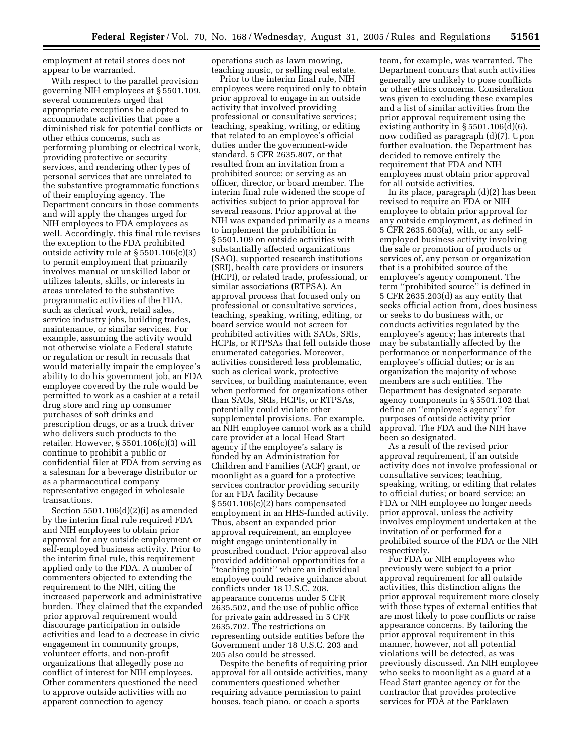employment at retail stores does not appear to be warranted.

With respect to the parallel provision governing NIH employees at § 5501.109, several commenters urged that appropriate exceptions be adopted to accommodate activities that pose a diminished risk for potential conflicts or other ethics concerns, such as performing plumbing or electrical work, providing protective or security services, and rendering other types of personal services that are unrelated to the substantive programmatic functions of their employing agency. The Department concurs in those comments and will apply the changes urged for NIH employees to FDA employees as well. Accordingly, this final rule revises the exception to the FDA prohibited outside activity rule at § 5501.106(c)(3) to permit employment that primarily involves manual or unskilled labor or utilizes talents, skills, or interests in areas unrelated to the substantive programmatic activities of the FDA, such as clerical work, retail sales, service industry jobs, building trades, maintenance, or similar services. For example, assuming the activity would not otherwise violate a Federal statute or regulation or result in recusals that would materially impair the employee's ability to do his government job, an FDA employee covered by the rule would be permitted to work as a cashier at a retail drug store and ring up consumer purchases of soft drinks and prescription drugs, or as a truck driver who delivers such products to the retailer. However, § 5501.106(c)(3) will continue to prohibit a public or confidential filer at FDA from serving as a salesman for a beverage distributor or as a pharmaceutical company representative engaged in wholesale transactions.

Section 5501.106(d)(2)(i) as amended by the interim final rule required FDA and NIH employees to obtain prior approval for any outside employment or self-employed business activity. Prior to the interim final rule, this requirement applied only to the FDA. A number of commenters objected to extending the requirement to the NIH, citing the increased paperwork and administrative burden. They claimed that the expanded prior approval requirement would discourage participation in outside activities and lead to a decrease in civic engagement in community groups, volunteer efforts, and non-profit organizations that allegedly pose no conflict of interest for NIH employees. Other commenters questioned the need to approve outside activities with no apparent connection to agency operations such as lawn mowing, teaching music, or selling real estate.

Prior to the interim final rule, NIH employees were required only to obtain prior approval to engage in an outside activity that involved providing professional or consultative services; teaching, speaking, writing, or editing that related to an employee's official duties under the government-wide standard, 5 CFR 2635.807, or that resulted from an invitation from a prohibited source; or serving as an officer, director, or board member. The interim final rule widened the scope of activities subject to prior approval for several reasons. Prior approval at the NIH was expanded primarily as a means to implement the prohibition in § 5501.109 on outside activities with substantially affected organizations (SAO), supported research institutions (SRI), health care providers or insurers (HCPI), or related trade, professional, or similar associations (RTPSA). An approval process that focused only on professional or consultative services, teaching, speaking, writing, editing, or board service would not screen for prohibited activities with SAOs, SRIs, HCPIs, or RTPSAs that fell outside those enumerated categories. Moreover, activities considered less problematic, such as clerical work, protective services, or building maintenance, even when performed for organizations other than SAOs, SRIs, HCPIs, or RTPSAs, potentially could violate other supplemental provisions. For example, an NIH employee cannot work as a child care provider at a local Head Start agency if the employee's salary is funded by an Administration for Children and Families (ACF) grant, or moonlight as a guard for a protective services contractor providing security for an FDA facility because § 5501.106(c)(2) bars compensated employment in an HHS-funded activity. Thus, absent an expanded prior approval requirement, an employee might engage unintentionally in proscribed conduct. Prior approval also provided additional opportunities for a "teaching point" where an individual employee could receive guidance about conflicts under 18 U.S.C. 208, appearance concerns under 5 CFR 2635.502, and the use of public office for private gain addressed in 5 CFR 2635.702. The restrictions on representing outside entities before the Government under 18 U.S.C. 203 and 205 also could be stressed.

Despite the benefits of requiring prior approval for all outside activities, many commenters questioned whether requiring advance permission to paint houses, teach piano, or coach a sports team, for example, was warranted. The Department concurs that such activities generally are unlikely to pose conflicts or other ethics concerns. Consideration was given to excluding these examples and a list of similar activities from the prior approval requirement using the existing authority in § 5501.106(d)(6), now codified as paragraph (d)(7). Upon further evaluation, the Department has decided to remove entirely the requirement that FDA and NIH employees must obtain prior approval for all outside activities.

In its place, paragraph (d)(2) has been revised to require an FDA or NIH employee to obtain prior approval for any outside employment, as defined in 5 CFR 2635.603(a), with, or any self-employed business activity involving the sale or promotion of products or services of, any person or organization that is a prohibited source of the employee's agency component. The term "prohibited source" is defined in 5 CFR 2635.203(d) as any entity that seeks official action from, does business or seeks to do business with, or conducts activities regulated by the employee's agency; has interests that may be substantially affected by the performance or nonperformance of the employee's official duties; or is an organization the majority of whose members are such entities. The Department has designated separate agency components in § 5501.102 that define an "employee's agency" for purposes of outside activity prior approval. The FDA and the NIH have been so designated.

As a result of the revised prior approval requirement, if an outside activity does not involve professional or consultative services; teaching, speaking, writing, or editing that relates to official duties; or board service; an FDA or NIH employee no longer needs prior approval, unless the activity involves employment undertaken at the invitation of or performed for a prohibited source of the FDA or the NIH respectively.

For FDA or NIH employees who previously were subject to a prior approval requirement for all outside activities, this distinction aligns the prior approval requirement more closely with those types of external entities that are most likely to pose conflicts or raise appearance concerns. By tailoring the prior approval requirement in this manner, however, not all potential violations will be detected, as was previously discussed. An NIH employee who seeks to moonlight as a guard at a Head Start grantee agency or for the contractor that provides protective services for FDA at the Parklawn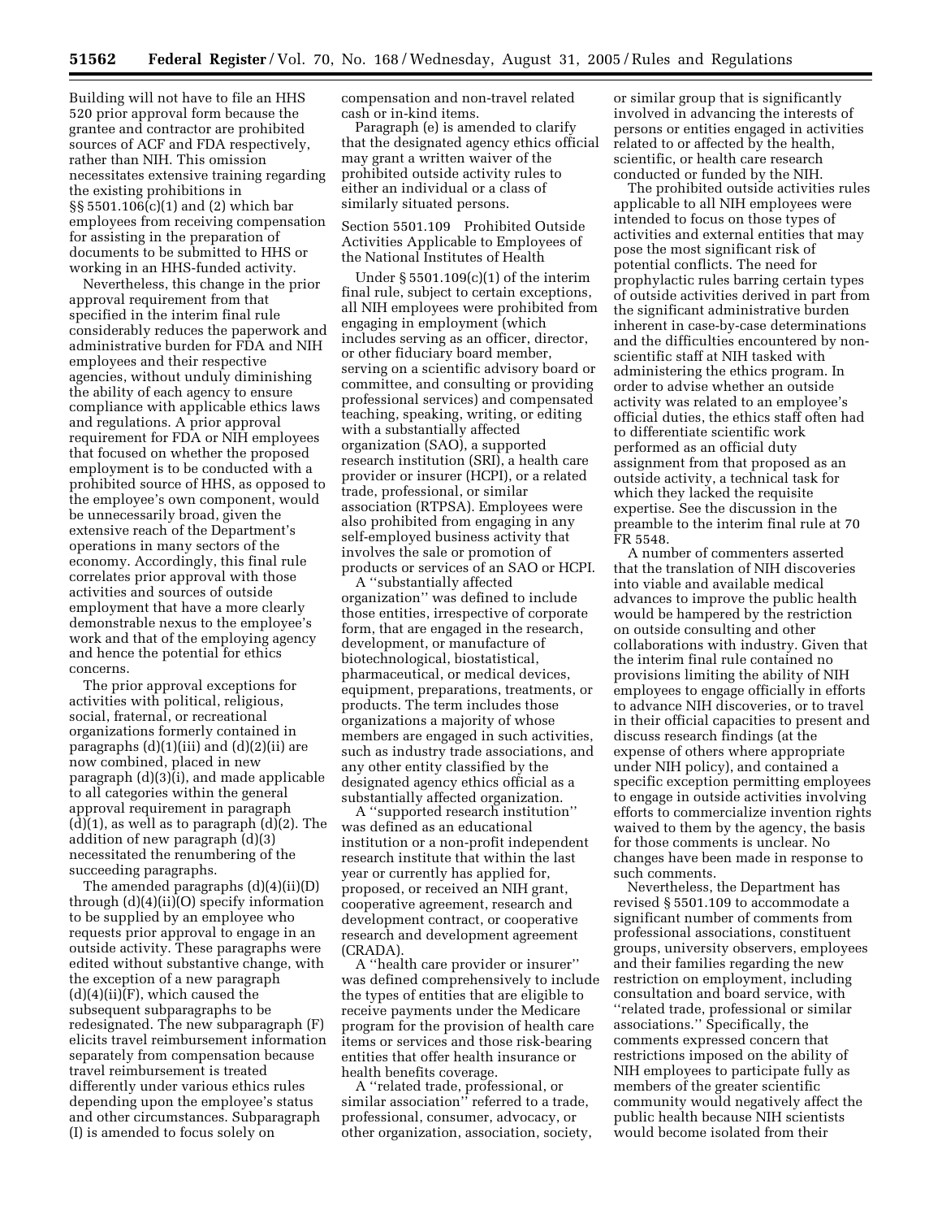Building will not have to file an HHS 520 prior approval form because the grantee and contractor are prohibited sources of ACF and FDA respectively, rather than NIH. This omission necessitates extensive training regarding the existing prohibitions in §§ 5501.106(c)(1) and (2) which bar employees from receiving compensation for assisting in the preparation of documents to be submitted to HHS or working in an HHS-funded activity.

Nevertheless, this change in the prior approval requirement from that specified in the interim final rule considerably reduces the paperwork and administrative burden for FDA and NIH employees and their respective agencies, without unduly diminishing the ability of each agency to ensure compliance with applicable ethics laws and regulations. A prior approval requirement for FDA or NIH employees that focused on whether the proposed employment is to be conducted with a prohibited source of HHS, as opposed to the employee's own component, would be unnecessarily broad, given the extensive reach of the Department's operations in many sectors of the economy. Accordingly, this final rule correlates prior approval with those activities and sources of outside employment that have a more clearly demonstrable nexus to the employee's work and that of the employing agency and hence the potential for ethics concerns.

The prior approval exceptions for activities with political, religious, social, fraternal, or recreational organizations formerly contained in paragraphs (d)(1)(iii) and (d)(2)(ii) are now combined, placed in new paragraph (d)(3)(i), and made applicable to all categories within the general approval requirement in paragraph (d)(1), as well as to paragraph (d)(2). The addition of new paragraph (d)(3) necessitated the renumbering of the succeeding paragraphs.

The amended paragraphs (d)(4)(ii)(D) through (d)(4)(ii)(O) specify information to be supplied by an employee who requests prior approval to engage in an outside activity. These paragraphs were edited without substantive change, with the exception of a new paragraph (d)(4)(ii)(F), which caused the subsequent subparagraphs to be redesignated. The new subparagraph (F) elicits travel reimbursement information separately from compensation because travel reimbursement is treated differently under various ethics rules depending upon the employee's status and other circumstances. Subparagraph (I) is amended to focus solely on compensation and non-travel related cash or in-kind items.

Paragraph (e) is amended to clarify that the designated agency ethics official may grant a written waiver of the prohibited outside activity rules to either an individual or a class of similarly situated persons.

Section 5501.109 Prohibited Outside Activities Applicable to Employees of the National Institutes of Health

Under § 5501.109(c)(1) of the interim final rule, subject to certain exceptions, all NIH employees were prohibited from engaging in employment (which includes serving as an officer, director, or other fiduciary board member, serving on a scientific advisory board or committee, and consulting or providing professional services) and compensated teaching, speaking, writing, or editing with a substantially affected organization (SAO), a supported research institution (SRI), a health care provider or insurer (HCPI), or a related trade, professional, or similar association (RTPSA). Employees were also prohibited from engaging in any self-employed business activity that involves the sale or promotion of products or services of an SAO or HCPI.

A ''substantially affected organization'' was defined to include those entities, irrespective of corporate form, that are engaged in the research, development, or manufacture of biotechnological, biostatistical, pharmaceutical, or medical devices, equipment, preparations, treatments, or products. The term includes those organizations a majority of whose members are engaged in such activities, such as industry trade associations, and any other entity classified by the designated agency ethics official as a substantially affected organization.

A ''supported research institution'' was defined as an educational institution or a non-profit independent research institute that within the last year or currently has applied for, proposed, or received an NIH grant, cooperative agreement, research and development contract, or cooperative research and development agreement (CRADA).

A ''health care provider or insurer'' was defined comprehensively to include the types of entities that are eligible to receive payments under the Medicare program for the provision of health care items or services and those risk-bearing entities that offer health insurance or health benefits coverage.

A ''related trade, professional, or similar association'' referred to a trade, professional, consumer, advocacy, or other organization, association, society, or similar group that is significantly involved in advancing the interests of persons or entities engaged in activities related to or affected by the health, scientific, or health care research conducted or funded by the NIH.

The prohibited outside activities rules applicable to all NIH employees were intended to focus on those types of activities and external entities that may pose the most significant risk of potential conflicts. The need for prophylactic rules barring certain types of outside activities derived in part from the significant administrative burden inherent in case-by-case determinations and the difficulties encountered by non-scientific staff at NIH tasked with administering the ethics program. In order to advise whether an outside activity was related to an employee's official duties, the ethics staff often had to differentiate scientific work performed as an official duty assignment from that proposed as an outside activity, a technical task for which they lacked the requisite expertise. See the discussion in the preamble to the interim final rule at 70 FR 5548.

A number of commenters asserted that the translation of NIH discoveries into viable and available medical advances to improve the public health would be hampered by the restriction on outside consulting and other collaborations with industry. Given that the interim final rule contained no provisions limiting the ability of NIH employees to engage officially in efforts to advance NIH discoveries, or to travel in their official capacities to present and discuss research findings (at the expense of others where appropriate under NIH policy), and contained a specific exception permitting employees to engage in outside activities involving efforts to commercialize invention rights waived to them by the agency, the basis for those comments is unclear. No changes have been made in response to such comments.

Nevertheless, the Department has revised § 5501.109 to accommodate a significant number of comments from professional associations, constituent groups, university observers, employees and their families regarding the new restriction on employment, including consultation and board service, with ''related trade, professional or similar associations.'' Specifically, the comments expressed concern that restrictions imposed on the ability of NIH employees to participate fully as members of the greater scientific community would negatively affect the public health because NIH scientists would become isolated from their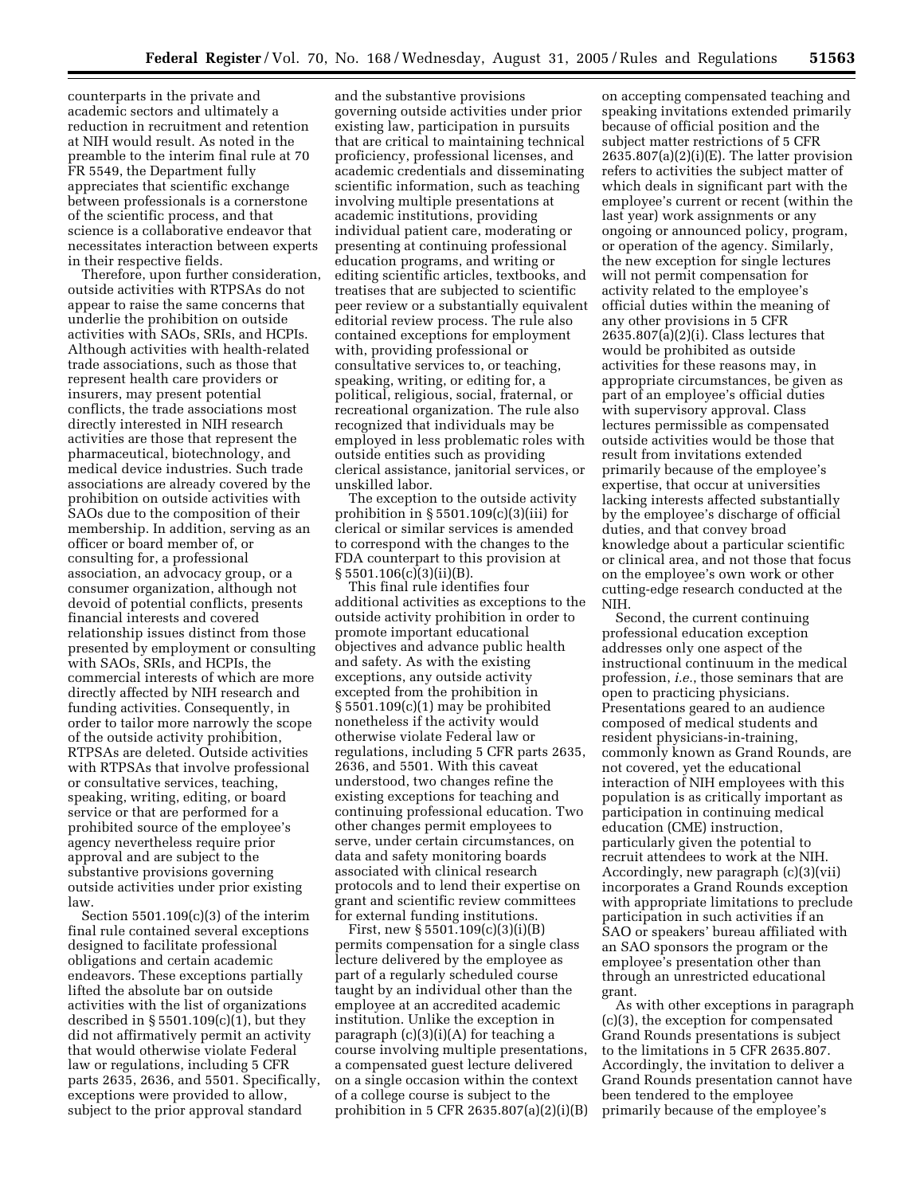counterparts in the private and academic sectors and ultimately a reduction in recruitment and retention at NIH would result. As noted in the preamble to the interim final rule at 70 FR 5549, the Department fully appreciates that scientific exchange between professionals is a cornerstone of the scientific process, and that science is a collaborative endeavor that necessitates interaction between experts in their respective fields.

Therefore, upon further consideration, outside activities with RTPSAs do not appear to raise the same concerns that underlie the prohibition on outside activities with SAOs, SRIs, and HCPIs. Although activities with health-related trade associations, such as those that represent health care providers or insurers, may present potential conflicts, the trade associations most directly interested in NIH research activities are those that represent the pharmaceutical, biotechnology, and medical device industries. Such trade associations are already covered by the prohibition on outside activities with SAOs due to the composition of their membership. In addition, serving as an officer or board member of, or consulting for, a professional association, an advocacy group, or a consumer organization, although not devoid of potential conflicts, presents financial interests and covered relationship issues distinct from those presented by employment or consulting with SAOs, SRIs, and HCPIs, the commercial interests of which are more directly affected by NIH research and funding activities. Consequently, in order to tailor more narrowly the scope of the outside activity prohibition, RTPSAs are deleted. Outside activities with RTPSAs that involve professional or consultative services, teaching, speaking, writing, editing, or board service or that are performed for a prohibited source of the employee's agency nevertheless require prior approval and are subject to the substantive provisions governing outside activities under prior existing law.

Section 5501.109(c)(3) of the interim final rule contained several exceptions designed to facilitate professional obligations and certain academic endeavors. These exceptions partially lifted the absolute bar on outside activities with the list of organizations described in § 5501.109(c)(1), but they did not affirmatively permit an activity that would otherwise violate Federal law or regulations, including 5 CFR parts 2635, 2636, and 5501. Specifically, exceptions were provided to allow, subject to the prior approval standard and the substantive provisions governing outside activities under prior existing law, participation in pursuits that are critical to maintaining technical proficiency, professional licenses, and academic credentials and disseminating scientific information, such as teaching involving multiple presentations at academic institutions, providing individual patient care, moderating or presenting at continuing professional education programs, and writing or editing scientific articles, textbooks, and treatises that are subjected to scientific peer review or a substantially equivalent editorial review process. The rule also contained exceptions for employment with, providing professional or consultative services to, or teaching, speaking, writing, or editing for, a political, religious, social, fraternal, or recreational organization. The rule also recognized that individuals may be employed in less problematic roles with outside entities such as providing clerical assistance, janitorial services, or unskilled labor.

The exception to the outside activity prohibition in § 5501.109(c)(3)(iii) for clerical or similar services is amended to correspond with the changes to the FDA counterpart to this provision at § 5501.106(c)(3)(ii)(B).

This final rule identifies four additional activities as exceptions to the outside activity prohibition in order to promote important educational objectives and advance public health and safety. As with the existing exceptions, any outside activity excepted from the prohibition in § 5501.109(c)(1) may be prohibited nonetheless if the activity would otherwise violate Federal law or regulations, including 5 CFR parts 2635, 2636, and 5501. With this caveat understood, two changes refine the existing exceptions for teaching and continuing professional education. Two other changes permit employees to serve, under certain circumstances, on data and safety monitoring boards associated with clinical research protocols and to lend their expertise on grant and scientific review committees for external funding institutions.

First, new § 5501.109(c)(3)(i)(B) permits compensation for a single class lecture delivered by the employee as part of a regularly scheduled course taught by an individual other than the employee at an accredited academic institution. Unlike the exception in paragraph (c)(3)(i)(A) for teaching a course involving multiple presentations, a compensated guest lecture delivered on a single occasion within the context of a college course is subject to the prohibition in 5 CFR 2635.807(a)(2)(i)(B) on accepting compensated teaching and speaking invitations extended primarily because of official position and the subject matter restrictions of 5 CFR 2635.807(a)(2)(i)(E). The latter provision refers to activities the subject matter of which deals in significant part with the employee's current or recent (within the last year) work assignments or any ongoing or announced policy, program, or operation of the agency. Similarly, the new exception for single lectures will not permit compensation for activity related to the employee's official duties within the meaning of any other provisions in 5 CFR 2635.807(a)(2)(i). Class lectures that would be prohibited as outside activities for these reasons may, in appropriate circumstances, be given as part of an employee's official duties with supervisory approval. Class lectures permissible as compensated outside activities would be those that result from invitations extended primarily because of the employee's expertise, that occur at universities lacking interests affected substantially by the employee's discharge of official duties, and that convey broad knowledge about a particular scientific or clinical area, and not those that focus on the employee's own work or other cutting-edge research conducted at the NIH.

Second, the current continuing professional education exception addresses only one aspect of the instructional continuum in the medical profession, *i.e.*, those seminars that are open to practicing physicians. Presentations geared to an audience composed of medical students and resident physicians-in-training, commonly known as Grand Rounds, are not covered, yet the educational interaction of NIH employees with this population is as critically important as participation in continuing medical education (CME) instruction, particularly given the potential to recruit attendees to work at the NIH. Accordingly, new paragraph (c)(3)(vii) incorporates a Grand Rounds exception with appropriate limitations to preclude participation in such activities if an SAO or speakers' bureau affiliated with an SAO sponsors the program or the employee's presentation other than through an unrestricted educational grant.

As with other exceptions in paragraph (c)(3), the exception for compensated Grand Rounds presentations is subject to the limitations in 5 CFR 2635.807. Accordingly, the invitation to deliver a Grand Rounds presentation cannot have been tendered to the employee primarily because of the employee's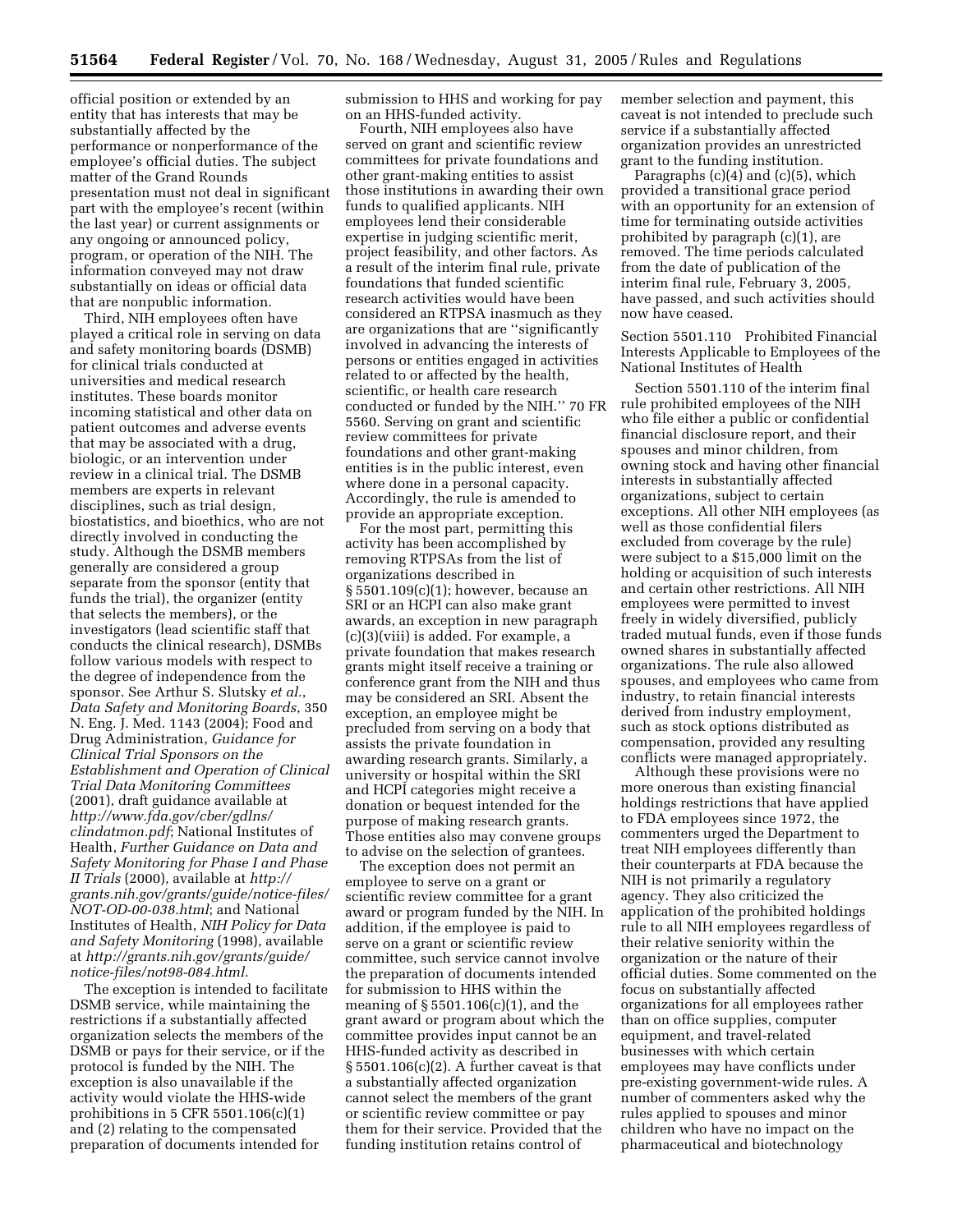official position or extended by an entity that has interests that may be substantially affected by the performance or nonperformance of the employee's official duties. The subject matter of the Grand Rounds presentation must not deal in significant part with the employee's recent (within the last year) or current assignments or any ongoing or announced policy, program, or operation of the NIH. The information conveyed may not draw substantially on ideas or official data that are nonpublic information.

Third, NIH employees often have played a critical role in serving on data and safety monitoring boards (DSMB) for clinical trials conducted at universities and medical research institutes. These boards monitor incoming statistical and other data on patient outcomes and adverse events that may be associated with a drug, biologic, or an intervention under review in a clinical trial. The DSMB members are experts in relevant disciplines, such as trial design, biostatistics, and bioethics, who are not directly involved in conducting the study. Although the DSMB members generally are considered a group separate from the sponsor (entity that funds the trial), the organizer (entity that selects the members), or the investigators (lead scientific staff that conducts the clinical research), DSMBs follow various models with respect to the degree of independence from the sponsor. See Arthur S. Slutsky *et al.*, *Data Safety and Monitoring Boards*, 350 N. Eng. J. Med. 1143 (2004); Food and Drug Administration, *Guidance for Clinical Trial Sponsors on the Establishment and Operation of Clinical Trial Data Monitoring Committees* (2001), draft guidance available at *http://www.fda.gov/cber/gdlns/clindatmon.pdf*; National Institutes of Health, *Further Guidance on Data and Safety Monitoring for Phase I and Phase II Trials* (2000), available at *http://grants.nih.gov/grants/guide/notice-files/NOT-OD-00-038.html*; and National Institutes of Health, *NIH Policy for Data and Safety Monitoring* (1998), available at *http://grants.nih.gov/grants/guide/notice-files/not98-084.html*.

The exception is intended to facilitate DSMB service, while maintaining the restrictions if a substantially affected organization selects the members of the DSMB or pays for their service, or if the protocol is funded by the NIH. The exception is also unavailable if the activity would violate the HHS-wide prohibitions in 5 CFR 5501.106(c)(1) and (2) relating to the compensated preparation of documents intended for submission to HHS and working for pay on an HHS-funded activity.

Fourth, NIH employees also have served on grant and scientific review committees for private foundations and other grant-making entities to assist those institutions in awarding their own funds to qualified applicants. NIH employees lend their considerable expertise in judging scientific merit, project feasibility, and other factors. As a result of the interim final rule, private foundations that funded scientific research activities would have been considered an RTPSA inasmuch as they are organizations that are "significantly involved in advancing the interests of persons or entities engaged in activities related to or affected by the health, scientific, or health care research conducted or funded by the NIH." 70 FR 5560. Serving on grant and scientific review committees for private foundations and other grant-making entities is in the public interest, even where done in a personal capacity. Accordingly, the rule is amended to provide an appropriate exception.

For the most part, permitting this activity has been accomplished by removing RTPSAs from the list of organizations described in § 5501.109(c)(1); however, because an SRI or an HCPI can also make grant awards, an exception in new paragraph (c)(3)(viii) is added. For example, a private foundation that makes research grants might itself receive a training or conference grant from the NIH and thus may be considered an SRI. Absent the exception, an employee might be precluded from serving on a body that assists the private foundation in awarding research grants. Similarly, a university or hospital within the SRI and HCPI categories might receive a donation or bequest intended for the purpose of making research grants. Those entities also may convene groups to advise on the selection of grantees.

The exception does not permit an employee to serve on a grant or scientific review committee for a grant award or program funded by the NIH. In addition, if the employee is paid to serve on a grant or scientific review committee, such service cannot involve the preparation of documents intended for submission to HHS within the meaning of § 5501.106(c)(1), and the grant award or program about which the committee provides input cannot be an HHS-funded activity as described in § 5501.106(c)(2). A further caveat is that a substantially affected organization cannot select the members of the grant or scientific review committee or pay them for their service. Provided that the funding institution retains control of member selection and payment, this caveat is not intended to preclude such service if a substantially affected organization provides an unrestricted grant to the funding institution.

Paragraphs (c)(4) and (c)(5), which provided a transitional grace period with an opportunity for an extension of time for terminating outside activities prohibited by paragraph (c)(1), are removed. The time periods calculated from the date of publication of the interim final rule, February 3, 2005, have passed, and such activities should now have ceased.

Section 5501.110 Prohibited Financial Interests Applicable to Employees of the National Institutes of Health

Section 5501.110 of the interim final rule prohibited employees of the NIH who file either a public or confidential financial disclosure report, and their spouses and minor children, from owning stock and having other financial interests in substantially affected organizations, subject to certain exceptions. All other NIH employees (as well as those confidential filers excluded from coverage by the rule) were subject to a $15,000 limit on the holding or acquisition of such interests and certain other restrictions. All NIH employees were permitted to invest freely in widely diversified, publicly traded mutual funds, even if those funds owned shares in substantially affected organizations. The rule also allowed spouses, and employees who came from industry, to retain financial interests derived from industry employment, such as stock options distributed as compensation, provided any resulting conflicts were managed appropriately.

Although these provisions were no more onerous than existing financial holdings restrictions that have applied to FDA employees since 1972, the commenters urged the Department to treat NIH employees differently than their counterparts at FDA because the NIH is not primarily a regulatory agency. They also criticized the application of the prohibited holdings rule to all NIH employees regardless of their relative seniority within the organization or the nature of their official duties. Some commented on the focus on substantially affected organizations for all employees rather than on office supplies, computer equipment, and travel-related businesses with which certain employees may have conflicts under pre-existing government-wide rules. A number of commenters asked why the rules applied to spouses and minor children who have no impact on the pharmaceutical and biotechnology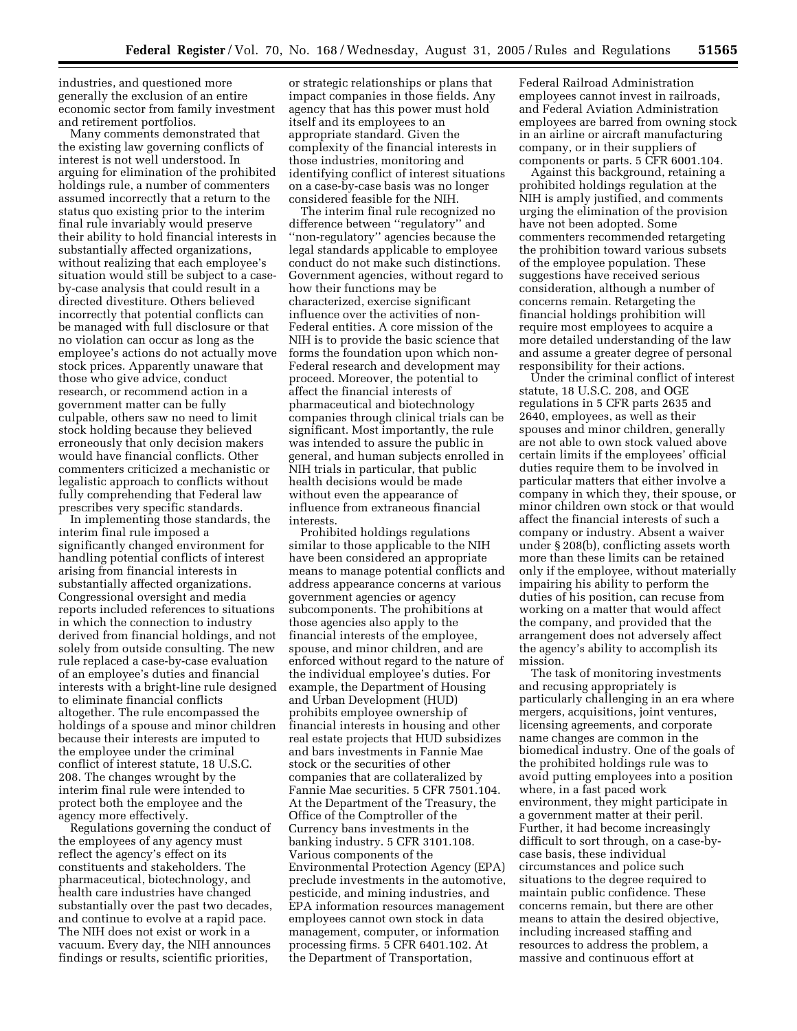industries, and questioned more generally the exclusion of an entire economic sector from family investment and retirement portfolios.

Many comments demonstrated that the existing law governing conflicts of interest is not well understood. In arguing for elimination of the prohibited holdings rule, a number of commenters assumed incorrectly that a return to the status quo existing prior to the interim final rule invariably would preserve their ability to hold financial interests in substantially affected organizations, without realizing that each employee's situation would still be subject to a case-by-case analysis that could result in a directed divestiture. Others believed incorrectly that potential conflicts can be managed with full disclosure or that no violation can occur as long as the employee's actions do not actually move stock prices. Apparently unaware that those who give advice, conduct research, or recommend action in a government matter can be fully culpable, others saw no need to limit stock holding because they believed erroneously that only decision makers would have financial conflicts. Other commenters criticized a mechanistic or legalistic approach to conflicts without fully comprehending that Federal law prescribes very specific standards.

In implementing those standards, the interim final rule imposed a significantly changed environment for handling potential conflicts of interest arising from financial interests in substantially affected organizations. Congressional oversight and media reports included references to situations in which the connection to industry derived from financial holdings, and not solely from outside consulting. The new rule replaced a case-by-case evaluation of an employee's duties and financial interests with a bright-line rule designed to eliminate financial conflicts altogether. The rule encompassed the holdings of a spouse and minor children because their interests are imputed to the employee under the criminal conflict of interest statute, 18 U.S.C. 208. The changes wrought by the interim final rule were intended to protect both the employee and the agency more effectively.

Regulations governing the conduct of the employees of any agency must reflect the agency's effect on its constituents and stakeholders. The pharmaceutical, biotechnology, and health care industries have changed substantially over the past two decades, and continue to evolve at a rapid pace. The NIH does not exist or work in a vacuum. Every day, the NIH announces findings or results, scientific priorities, or strategic relationships or plans that impact companies in those fields. Any agency that has this power must hold itself and its employees to an appropriate standard. Given the complexity of the financial interests in those industries, monitoring and identifying conflict of interest situations on a case-by-case basis was no longer considered feasible for the NIH.

The interim final rule recognized no difference between "regulatory" and "non-regulatory" agencies because the legal standards applicable to employee conduct do not make such distinctions. Government agencies, without regard to how their functions may be characterized, exercise significant influence over the activities of non-Federal entities. A core mission of the NIH is to provide the basic science that forms the foundation upon which non-Federal research and development may proceed. Moreover, the potential to affect the financial interests of pharmaceutical and biotechnology companies through clinical trials can be significant. Most importantly, the rule was intended to assure the public in general, and human subjects enrolled in NIH trials in particular, that public health decisions would be made without even the appearance of influence from extraneous financial interests.

Prohibited holdings regulations similar to those applicable to the NIH have been considered an appropriate means to manage potential conflicts and address appearance concerns at various government agencies or agency subcomponents. The prohibitions at those agencies also apply to the financial interests of the employee, spouse, and minor children, and are enforced without regard to the nature of the individual employee's duties. For example, the Department of Housing and Urban Development (HUD) prohibits employee ownership of financial interests in housing and other real estate projects that HUD subsidizes and bars investments in Fannie Mae stock or the securities of other companies that are collateralized by Fannie Mae securities. 5 CFR 7501.104. At the Department of the Treasury, the Office of the Comptroller of the Currency bans investments in the banking industry. 5 CFR 3101.108. Various components of the Environmental Protection Agency (EPA) preclude investments in the automotive, pesticide, and mining industries, and EPA information resources management employees cannot own stock in data management, computer, or information processing firms. 5 CFR 6401.102. At the Department of Transportation, Federal Railroad Administration employees cannot invest in railroads, and Federal Aviation Administration employees are barred from owning stock in an airline or aircraft manufacturing company, or in their suppliers of components or parts. 5 CFR 6001.104.

Against this background, retaining a prohibited holdings regulation at the NIH is amply justified, and comments urging the elimination of the provision have not been adopted. Some commenters recommended retargeting the prohibition toward various subsets of the employee population. These suggestions have received serious consideration, although a number of concerns remain. Retargeting the financial holdings prohibition will require most employees to acquire a more detailed understanding of the law and assume a greater degree of personal responsibility for their actions.

Under the criminal conflict of interest statute, 18 U.S.C. 208, and OGE regulations in 5 CFR parts 2635 and 2640, employees, as well as their spouses and minor children, generally are not able to own stock valued above certain limits if the employees' official duties require them to be involved in particular matters that either involve a company in which they, their spouse, or minor children own stock or that would affect the financial interests of such a company or industry. Absent a waiver under § 208(b), conflicting assets worth more than these limits can be retained only if the employee, without materially impairing his ability to perform the duties of his position, can recuse from working on a matter that would affect the company, and provided that the arrangement does not adversely affect the agency's ability to accomplish its mission.

The task of monitoring investments and recusing appropriately is particularly challenging in an era where mergers, acquisitions, joint ventures, licensing agreements, and corporate name changes are common in the biomedical industry. One of the goals of the prohibited holdings rule was to avoid putting employees into a position where, in a fast paced work environment, they might participate in a government matter at their peril. Further, it had become increasingly difficult to sort through, on a case-by-case basis, these individual circumstances and police such situations to the degree required to maintain public confidence. These concerns remain, but there are other means to attain the desired objective, including increased staffing and resources to address the problem, a massive and continuous effort at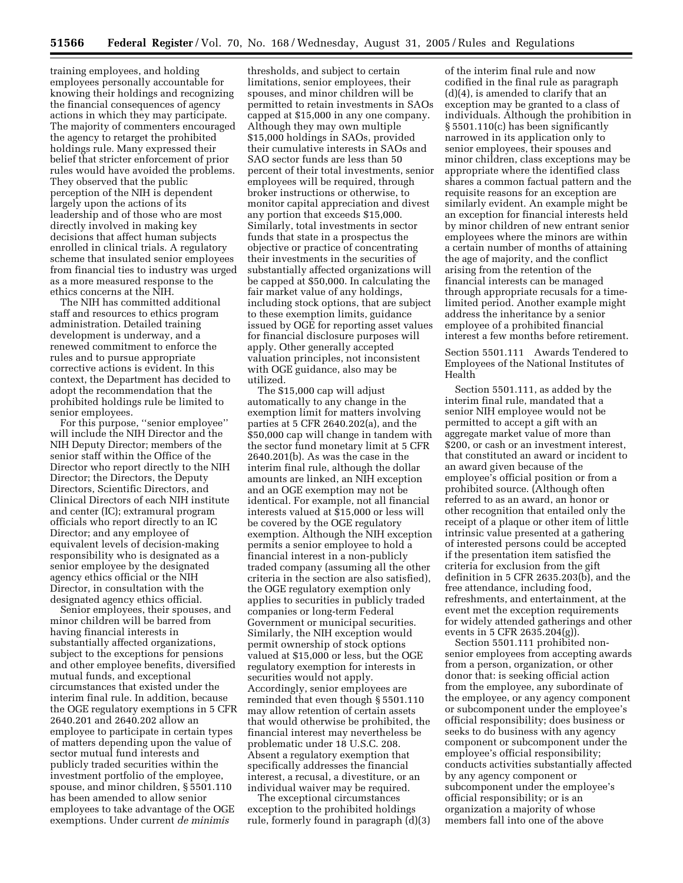training employees, and holding employees personally accountable for knowing their holdings and recognizing the financial consequences of agency actions in which they may participate. The majority of commenters encouraged the agency to retarget the prohibited holdings rule. Many expressed their belief that stricter enforcement of prior rules would have avoided the problems. They observed that the public perception of the NIH is dependent largely upon the actions of its leadership and of those who are most directly involved in making key decisions that affect human subjects enrolled in clinical trials. A regulatory scheme that insulated senior employees from financial ties to industry was urged as a more measured response to the ethics concerns at the NIH.

The NIH has committed additional staff and resources to ethics program administration. Detailed training development is underway, and a renewed commitment to enforce the rules and to pursue appropriate corrective actions is evident. In this context, the Department has decided to adopt the recommendation that the prohibited holdings rule be limited to senior employees.

For this purpose, ''senior employee'' will include the NIH Director and the NIH Deputy Director; members of the senior staff within the Office of the Director who report directly to the NIH Director; the Directors, the Deputy Directors, Scientific Directors, and Clinical Directors of each NIH institute and center (IC); extramural program officials who report directly to an IC Director; and any employee of equivalent levels of decision-making responsibility who is designated as a senior employee by the designated agency ethics official or the NIH Director, in consultation with the designated agency ethics official.

Senior employees, their spouses, and minor children will be barred from having financial interests in substantially affected organizations, subject to the exceptions for pensions and other employee benefits, diversified mutual funds, and exceptional circumstances that existed under the interim final rule. In addition, because the OGE regulatory exemptions in 5 CFR 2640.201 and 2640.202 allow an employee to participate in certain types of matters depending upon the value of sector mutual fund interests and publicly traded securities within the investment portfolio of the employee, spouse, and minor children, § 5501.110 has been amended to allow senior employees to take advantage of the OGE exemptions. Under current *de minimis* thresholds, and subject to certain limitations, senior employees, their spouses, and minor children will be permitted to retain investments in SAOs capped at $15,000 in any one company. Although they may own multiple $15,000 holdings in SAOs, provided their cumulative interests in SAOs and SAO sector funds are less than 50 percent of their total investments, senior employees will be required, through broker instructions or otherwise, to monitor capital appreciation and divest any portion that exceeds $15,000. Similarly, total investments in sector funds that state in a prospectus the objective or practice of concentrating their investments in the securities of substantially affected organizations will be capped at $50,000. In calculating the fair market value of any holdings, including stock options, that are subject to these exemption limits, guidance issued by OGE for reporting asset values for financial disclosure purposes will apply. Other generally accepted valuation principles, not inconsistent with OGE guidance, also may be utilized.

The $15,000 cap will adjust automatically to any change in the exemption limit for matters involving parties at 5 CFR 2640.202(a), and the $50,000 cap will change in tandem with the sector fund monetary limit at 5 CFR 2640.201(b). As was the case in the interim final rule, although the dollar amounts are linked, an NIH exception and an OGE exemption may not be identical. For example, not all financial interests valued at $15,000 or less will be covered by the OGE regulatory exemption. Although the NIH exception permits a senior employee to hold a financial interest in a non-publicly traded company (assuming all the other criteria in the section are also satisfied), the OGE regulatory exemption only applies to securities in publicly traded companies or long-term Federal Government or municipal securities. Similarly, the NIH exception would permit ownership of stock options valued at $15,000 or less, but the OGE regulatory exemption for interests in securities would not apply. Accordingly, senior employees are reminded that even though § 5501.110 may allow retention of certain assets that would otherwise be prohibited, the financial interest may nevertheless be problematic under 18 U.S.C. 208. Absent a regulatory exemption that specifically addresses the financial interest, a recusal, a divestiture, or an individual waiver may be required.

The exceptional circumstances exception to the prohibited holdings rule, formerly found in paragraph (d)(3) of the interim final rule and now codified in the final rule as paragraph (d)(4), is amended to clarify that an exception may be granted to a class of individuals. Although the prohibition in § 5501.110(c) has been significantly narrowed in its application only to senior employees, their spouses and minor children, class exceptions may be appropriate where the identified class shares a common factual pattern and the requisite reasons for an exception are similarly evident. An example might be an exception for financial interests held by minor children of new entrant senior employees where the minors are within a certain number of months of attaining the age of majority, and the conflict arising from the retention of the financial interests can be managed through appropriate recusals for a time-limited period. Another example might address the inheritance by a senior employee of a prohibited financial interest a few months before retirement.

Section 5501.111 Awards Tendered to Employees of the National Institutes of Health

Section 5501.111, as added by the interim final rule, mandated that a senior NIH employee would not be permitted to accept a gift with an aggregate market value of more than $200, or cash or an investment interest, that constituted an award or incident to an award given because of the employee's official position or from a prohibited source. (Although often referred to as an award, an honor or other recognition that entailed only the receipt of a plaque or other item of little intrinsic value presented at a gathering of interested persons could be accepted if the presentation item satisfied the criteria for exclusion from the gift definition in 5 CFR 2635.203(b), and the free attendance, including food, refreshments, and entertainment, at the event met the exception requirements for widely attended gatherings and other events in 5 CFR 2635.204(g)).

Section 5501.111 prohibited non-senior employees from accepting awards from a person, organization, or other donor that: is seeking official action from the employee, any subordinate of the employee, or any agency component or subcomponent under the employee's official responsibility; does business or seeks to do business with any agency component or subcomponent under the employee's official responsibility; conducts activities substantially affected by any agency component or subcomponent under the employee's official responsibility; or is an organization a majority of whose members fall into one of the above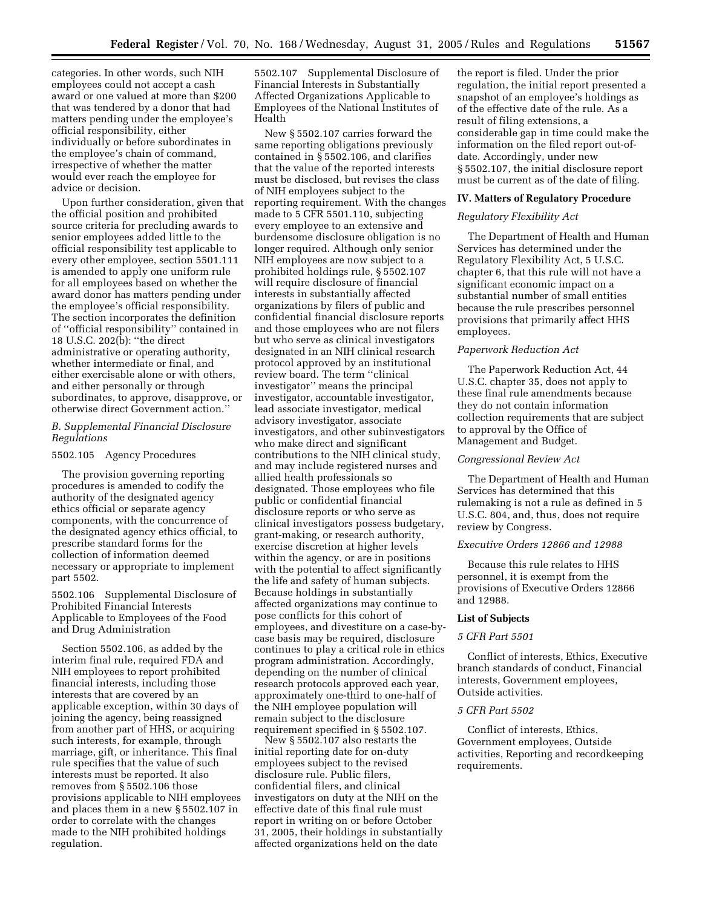categories. In other words, such NIH employees could not accept a cash award or one valued at more than $200 that was tendered by a donor that had matters pending under the employee's official responsibility, either individually or before subordinates in the employee's chain of command, irrespective of whether the matter would ever reach the employee for advice or decision.

Upon further consideration, given that the official position and prohibited source criteria for precluding awards to senior employees added little to the official responsibility test applicable to every other employee, section 5501.111 is amended to apply one uniform rule for all employees based on whether the award donor has matters pending under the employee's official responsibility. The section incorporates the definition of ''official responsibility'' contained in 18 U.S.C. 202(b): ''the direct administrative or operating authority, whether intermediate or final, and either exercisable alone or with others, and either personally or through subordinates, to approve, disapprove, or otherwise direct Government action.''

### *B. Supplemental Financial Disclosure Regulations*

5502.105 Agency Procedures

The provision governing reporting procedures is amended to codify the authority of the designated agency ethics official or separate agency components, with the concurrence of the designated agency ethics official, to prescribe standard forms for the collection of information deemed necessary or appropriate to implement part 5502.

5502.106 Supplemental Disclosure of Prohibited Financial Interests Applicable to Employees of the Food and Drug Administration

Section 5502.106, as added by the interim final rule, required FDA and NIH employees to report prohibited financial interests, including those interests that are covered by an applicable exception, within 30 days of joining the agency, being reassigned from another part of HHS, or acquiring such interests, for example, through marriage, gift, or inheritance. This final rule specifies that the value of such interests must be reported. It also removes from § 5502.106 those provisions applicable to NIH employees and places them in a new § 5502.107 in order to correlate with the changes made to the NIH prohibited holdings regulation.

5502.107 Supplemental Disclosure of Financial Interests in Substantially Affected Organizations Applicable to Employees of the National Institutes of Health

New § 5502.107 carries forward the same reporting obligations previously contained in § 5502.106, and clarifies that the value of the reported interests must be disclosed, but revises the class of NIH employees subject to the reporting requirement. With the changes made to 5 CFR 5501.110, subjecting every employee to an extensive and burdensome disclosure obligation is no longer required. Although only senior NIH employees are now subject to a prohibited holdings rule, § 5502.107 will require disclosure of financial interests in substantially affected organizations by filers of public and confidential financial disclosure reports and those employees who are not filers but who serve as clinical investigators designated in an NIH clinical research protocol approved by an institutional review board. The term ''clinical investigator'' means the principal investigator, accountable investigator, lead associate investigator, medical advisory investigator, associate investigators, and other subinvestigators who make direct and significant contributions to the NIH clinical study, and may include registered nurses and allied health professionals so designated. Those employees who file public or confidential financial disclosure reports or who serve as clinical investigators possess budgetary, grant-making, or research authority, exercise discretion at higher levels within the agency, or are in positions with the potential to affect significantly the life and safety of human subjects. Because holdings in substantially affected organizations may continue to pose conflicts for this cohort of employees, and divestiture on a case-by-case basis may be required, disclosure continues to play a critical role in ethics program administration. Accordingly, depending on the number of clinical research protocols approved each year, approximately one-third to one-half of the NIH employee population will remain subject to the disclosure requirement specified in § 5502.107.

New § 5502.107 also restarts the initial reporting date for on-duty employees subject to the revised disclosure rule. Public filers, confidential filers, and clinical investigators on duty at the NIH on the effective date of this final rule must report in writing on or before October 31, 2005, their holdings in substantially affected organizations held on the date the report is filed. Under the prior regulation, the initial report presented a snapshot of an employee's holdings as of the effective date of the rule. As a result of filing extensions, a considerable gap in time could make the information on the filed report out-of-date. Accordingly, under new § 5502.107, the initial disclosure report must be current as of the date of filing.

## IV. Matters of Regulatory Procedure

### *Regulatory Flexibility Act*

The Department of Health and Human Services has determined under the Regulatory Flexibility Act, 5 U.S.C. chapter 6, that this rule will not have a significant economic impact on a substantial number of small entities because the rule prescribes personnel provisions that primarily affect HHS employees.

### *Paperwork Reduction Act*

The Paperwork Reduction Act, 44 U.S.C. chapter 35, does not apply to these final rule amendments because they do not contain information collection requirements that are subject to approval by the Office of Management and Budget.

### *Congressional Review Act*

The Department of Health and Human Services has determined that this rulemaking is not a rule as defined in 5 U.S.C. 804, and, thus, does not require review by Congress.

### *Executive Orders 12866 and 12988*

Because this rule relates to HHS personnel, it is exempt from the provisions of Executive Orders 12866 and 12988.

## List of Subjects

### *5 CFR Part 5501*

Conflict of interests, Ethics, Executive branch standards of conduct, Financial interests, Government employees, Outside activities.

### *5 CFR Part 5502*

Conflict of interests, Ethics, Government employees, Outside activities, Reporting and recordkeeping requirements.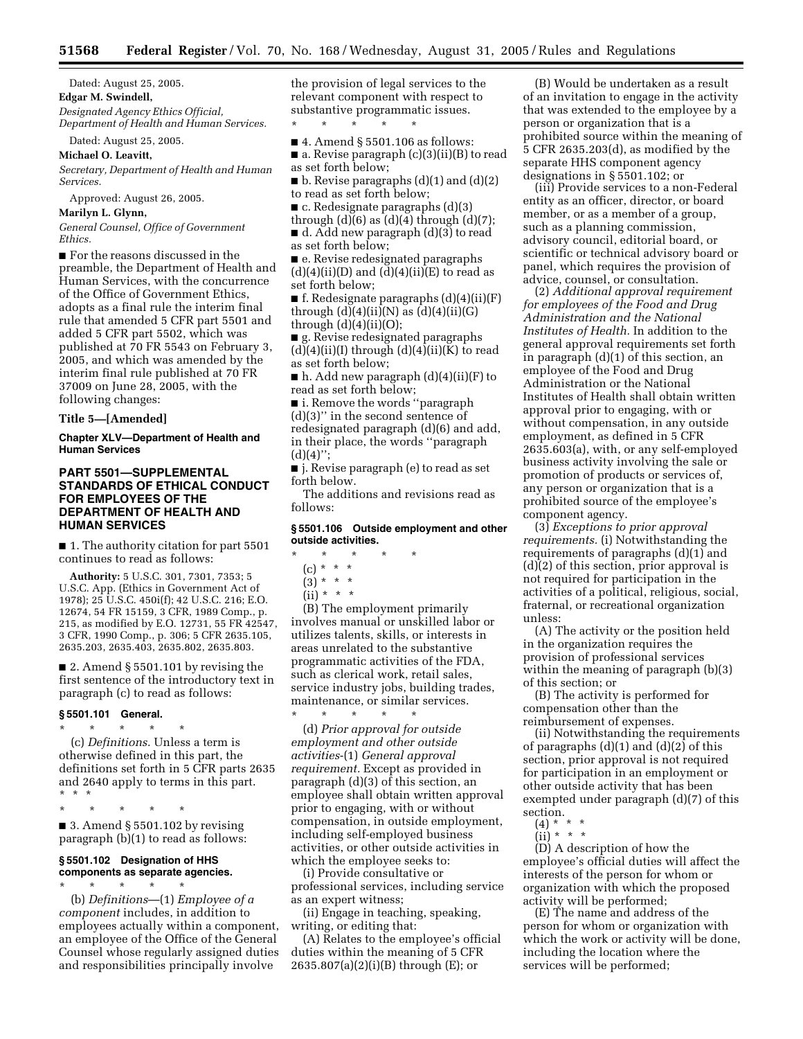Dated: August 25, 2005.

**Edgar M. Swindell,**

*Designated Agency Ethics Official, Department of Health and Human Services.*

Dated: August 25, 2005.

**Michael O. Leavitt,**

*Secretary, Department of Health and Human Services.*

Approved: August 26, 2005.

**Marilyn L. Glynn,**

*General Counsel, Office of Government Ethics.*

■ For the reasons discussed in the preamble, the Department of Health and Human Services, with the concurrence of the Office of Government Ethics, adopts as a final rule the interim final rule that amended 5 CFR part 5501 and added 5 CFR part 5502, which was published at 70 FR 5543 on February 3, 2005, and which was amended by the interim final rule published at 70 FR 37009 on June 28, 2005, with the following changes:

**Title 5—[Amended]**

**Chapter XLV—Department of Health and Human Services**

## PART 5501—SUPPLEMENTAL STANDARDS OF ETHICAL CONDUCT FOR EMPLOYEES OF THE DEPARTMENT OF HEALTH AND HUMAN SERVICES

■ 1. The authority citation for part 5501 continues to read as follows:

**Authority:** 5 U.S.C. 301, 7301, 7353; 5 U.S.C. App. (Ethics in Government Act of 1978); 25 U.S.C. 450i(f); 42 U.S.C. 216; E.O. 12674, 54 FR 15159, 3 CFR, 1989 Comp., p. 215, as modified by E.O. 12731, 55 FR 42547, 3 CFR, 1990 Comp., p. 306; 5 CFR 2635.105, 2635.203, 2635.403, 2635.802, 2635.803.

■ 2. Amend § 5501.101 by revising the first sentence of the introductory text in paragraph (c) to read as follows:

### § 5501.101 General.

\* \* \* \* \*

(c) *Definitions.* Unless a term is otherwise defined in this part, the definitions set forth in 5 CFR parts 2635 and 2640 apply to terms in this part. \* \* \*

\* \* \* \* \*

■ 3. Amend § 5501.102 by revising paragraph (b)(1) to read as follows:

### § 5501.102 Designation of HHS components as separate agencies.

\* \* \* \* \*

(b) *Definitions*—(1) *Employee of a component* includes, in addition to employees actually within a component, an employee of the Office of the General Counsel whose regularly assigned duties and responsibilities principally involve the provision of legal services to the relevant component with respect to substantive programmatic issues.

\* \* \* \* \*

■ 4. Amend § 5501.106 as follows:

■ a. Revise paragraph (c)(3)(ii)(B) to read as set forth below;

■ b. Revise paragraphs (d)(1) and (d)(2) to read as set forth below;

■ c. Redesignate paragraphs (d)(3) through (d)(6) as (d)(4) through (d)(7);

■ d. Add new paragraph (d)(3) to read as set forth below;

■ e. Revise redesignated paragraphs (d)(4)(ii)(D) and (d)(4)(ii)(E) to read as set forth below;

■ f. Redesignate paragraphs (d)(4)(ii)(F) through (d)(4)(ii)(N) as (d)(4)(ii)(G) through (d)(4)(ii)(O);

■ g. Revise redesignated paragraphs (d)(4)(ii)(I) through (d)(4)(ii)(K) to read as set forth below;

■ h. Add new paragraph (d)(4)(ii)(F) to read as set forth below;

■ i. Remove the words "paragraph (d)(3)" in the second sentence of redesignated paragraph (d)(6) and add, in their place, the words "paragraph (d)(4)";

■ j. Revise paragraph (e) to read as set forth below.

The additions and revisions read as follows:

### § 5501.106 Outside employment and other outside activities.

\* \* \* \* \*

(c) \* \* \*

(3) \* \* \*

(ii) \* \* \*

(B) The employment primarily involves manual or unskilled labor or utilizes talents, skills, or interests in areas unrelated to the substantive programmatic activities of the FDA, such as clerical work, retail sales, service industry jobs, building trades, maintenance, or similar services.

\* \* \* \* \*

(d) *Prior approval for outside employment and other outside activities*-(1) *General approval requirement.* Except as provided in paragraph (d)(3) of this section, an employee shall obtain written approval prior to engaging, with or without compensation, in outside employment, including self-employed business activities, or other outside activities in which the employee seeks to:

(i) Provide consultative or professional services, including service as an expert witness;

(ii) Engage in teaching, speaking, writing, or editing that:

(A) Relates to the employee's official duties within the meaning of 5 CFR 2635.807(a)(2)(i)(B) through (E); or

(B) Would be undertaken as a result of an invitation to engage in the activity that was extended to the employee by a person or organization that is a prohibited source within the meaning of 5 CFR 2635.203(d), as modified by the separate HHS component agency designations in § 5501.102; or

(iii) Provide services to a non-Federal entity as an officer, director, or board member, or as a member of a group, such as a planning commission, advisory council, editorial board, or scientific or technical advisory board or panel, which requires the provision of advice, counsel, or consultation.

(2) *Additional approval requirement for employees of the Food and Drug Administration and the National Institutes of Health.* In addition to the general approval requirements set forth in paragraph (d)(1) of this section, an employee of the Food and Drug Administration or the National Institutes of Health shall obtain written approval prior to engaging, with or without compensation, in any outside employment, as defined in 5 CFR 2635.603(a), with, or any self-employed business activity involving the sale or promotion of products or services of, any person or organization that is a prohibited source of the employee's component agency.

(3) *Exceptions to prior approval requirements.* (i) Notwithstanding the requirements of paragraphs (d)(1) and (d)(2) of this section, prior approval is not required for participation in the activities of a political, religious, social, fraternal, or recreational organization unless:

(A) The activity or the position held in the organization requires the provision of professional services within the meaning of paragraph (b)(3) of this section; or

(B) The activity is performed for compensation other than the reimbursement of expenses.

(ii) Notwithstanding the requirements of paragraphs (d)(1) and (d)(2) of this section, prior approval is not required for participation in an employment or other outside activity that has been exempted under paragraph (d)(7) of this section.

(4) \* \* \*

(ii) \* \* \*

(D) A description of how the employee's official duties will affect the interests of the person for whom or organization with which the proposed activity will be performed;

(E) The name and address of the person for whom or organization with which the work or activity will be done, including the location where the services will be performed;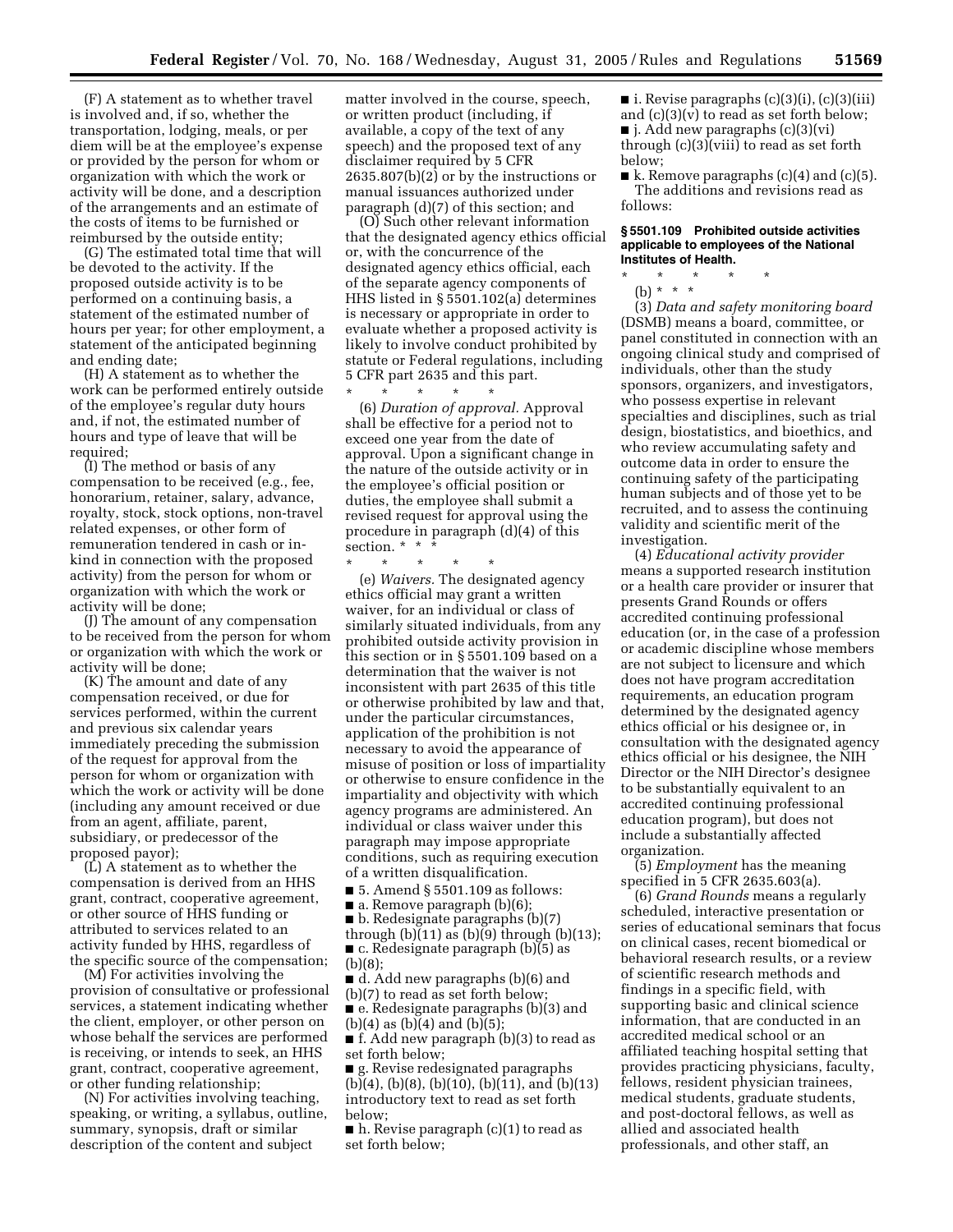(F) A statement as to whether travel is involved and, if so, whether the transportation, lodging, meals, or per diem will be at the employee's expense or provided by the person for whom or organization with which the work or activity will be done, and a description of the arrangements and an estimate of the costs of items to be furnished or reimbursed by the outside entity;

(G) The estimated total time that will be devoted to the activity. If the proposed outside activity is to be performed on a continuing basis, a statement of the estimated number of hours per year; for other employment, a statement of the anticipated beginning and ending date;

(H) A statement as to whether the work can be performed entirely outside of the employee's regular duty hours and, if not, the estimated number of hours and type of leave that will be required;

(I) The method or basis of any compensation to be received (e.g., fee, honorarium, retainer, salary, advance, royalty, stock, stock options, non-travel related expenses, or other form of remuneration tendered in cash or in-kind in connection with the proposed activity) from the person for whom or organization with which the work or activity will be done;

(J) The amount of any compensation to be received from the person for whom or organization with which the work or activity will be done;

(K) The amount and date of any compensation received, or due for services performed, within the current and previous six calendar years immediately preceding the submission of the request for approval from the person for whom or organization with which the work or activity will be done (including any amount received or due from an agent, affiliate, parent, subsidiary, or predecessor of the proposed payor);

(L) A statement as to whether the compensation is derived from an HHS grant, contract, cooperative agreement, or other source of HHS funding or attributed to services related to an activity funded by HHS, regardless of the specific source of the compensation;

(M) For activities involving the provision of consultative or professional services, a statement indicating whether the client, employer, or other person on whose behalf the services are performed is receiving, or intends to seek, an HHS grant, contract, cooperative agreement, or other funding relationship;

(N) For activities involving teaching, speaking, or writing, a syllabus, outline, summary, synopsis, draft or similar description of the content and subject matter involved in the course, speech, or written product (including, if available, a copy of the text of any speech) and the proposed text of any disclaimer required by 5 CFR 2635.807(b)(2) or by the instructions or manual issuances authorized under paragraph (d)(7) of this section; and

(O) Such other relevant information that the designated agency ethics official or, with the concurrence of the designated agency ethics official, each of the separate agency components of HHS listed in § 5501.102(a) determines is necessary or appropriate in order to evaluate whether a proposed activity is likely to involve conduct prohibited by statute or Federal regulations, including 5 CFR part 2635 and this part.

\* \* \* \* \*

(6) *Duration of approval.* Approval shall be effective for a period not to exceed one year from the date of approval. Upon a significant change in the nature of the outside activity or in the employee's official position or duties, the employee shall submit a revised request for approval using the procedure in paragraph (d)(4) of this section. \* \* \*

\* \* \* \* \*

(e) *Waivers.* The designated agency ethics official may grant a written waiver, for an individual or class of similarly situated individuals, from any prohibited outside activity provision in this section or in § 5501.109 based on a determination that the waiver is not inconsistent with part 2635 of this title or otherwise prohibited by law and that, under the particular circumstances, application of the prohibition is not necessary to avoid the appearance of misuse of position or loss of impartiality or otherwise to ensure confidence in the impartiality and objectivity with which agency programs are administered. An individual or class waiver under this paragraph may impose appropriate conditions, such as requiring execution of a written disqualification.

■ 5. Amend § 5501.109 as follows:

■ a. Remove paragraph (b)(6);

■ b. Redesignate paragraphs (b)(7) through (b)(11) as (b)(9) through (b)(13);

■ c. Redesignate paragraph (b)(5) as (b)(8);

■ d. Add new paragraphs (b)(6) and (b)(7) to read as set forth below;

■ e. Redesignate paragraphs (b)(3) and (b)(4) as (b)(4) and (b)(5);

■ f. Add new paragraph (b)(3) to read as set forth below;

■ g. Revise redesignated paragraphs (b)(4), (b)(8), (b)(10), (b)(11), and (b)(13) introductory text to read as set forth below;

■ h. Revise paragraph (c)(1) to read as set forth below;

■ i. Revise paragraphs (c)(3)(i), (c)(3)(iii) and (c)(3)(v) to read as set forth below;

■ j. Add new paragraphs (c)(3)(vi) through (c)(3)(viii) to read as set forth below;

■ k. Remove paragraphs (c)(4) and (c)(5).

The additions and revisions read as follows:

### § 5501.109 Prohibited outside activities applicable to employees of the National Institutes of Health.

\* \* \* \* \*

(b) \* \* \*

(3) *Data and safety monitoring board* (DSMB) means a board, committee, or panel constituted in connection with an ongoing clinical study and comprised of individuals, other than the study sponsors, organizers, and investigators, who possess expertise in relevant specialties and disciplines, such as trial design, biostatistics, and bioethics, and who review accumulating safety and outcome data in order to ensure the continuing safety of the participating human subjects and of those yet to be recruited, and to assess the continuing validity and scientific merit of the investigation.

(4) *Educational activity provider* means a supported research institution or a health care provider or insurer that presents Grand Rounds or offers accredited continuing professional education (or, in the case of a profession or academic discipline whose members are not subject to licensure and which does not have program accreditation requirements, an education program determined by the designated agency ethics official or his designee or, in consultation with the designated agency ethics official or his designee, the NIH Director or the NIH Director's designee to be substantially equivalent to an accredited continuing professional education program), but does not include a substantially affected organization.

(5) *Employment* has the meaning specified in 5 CFR 2635.603(a).

(6) *Grand Rounds* means a regularly scheduled, interactive presentation or series of educational seminars that focus on clinical cases, recent biomedical or behavioral research results, or a review of scientific research methods and findings in a specific field, with supporting basic and clinical science information, that are conducted in an accredited medical school or an affiliated teaching hospital setting that provides practicing physicians, faculty, fellows, resident physician trainees, medical students, graduate students, and post-doctoral fellows, as well as allied and associated health professionals, and other staff, an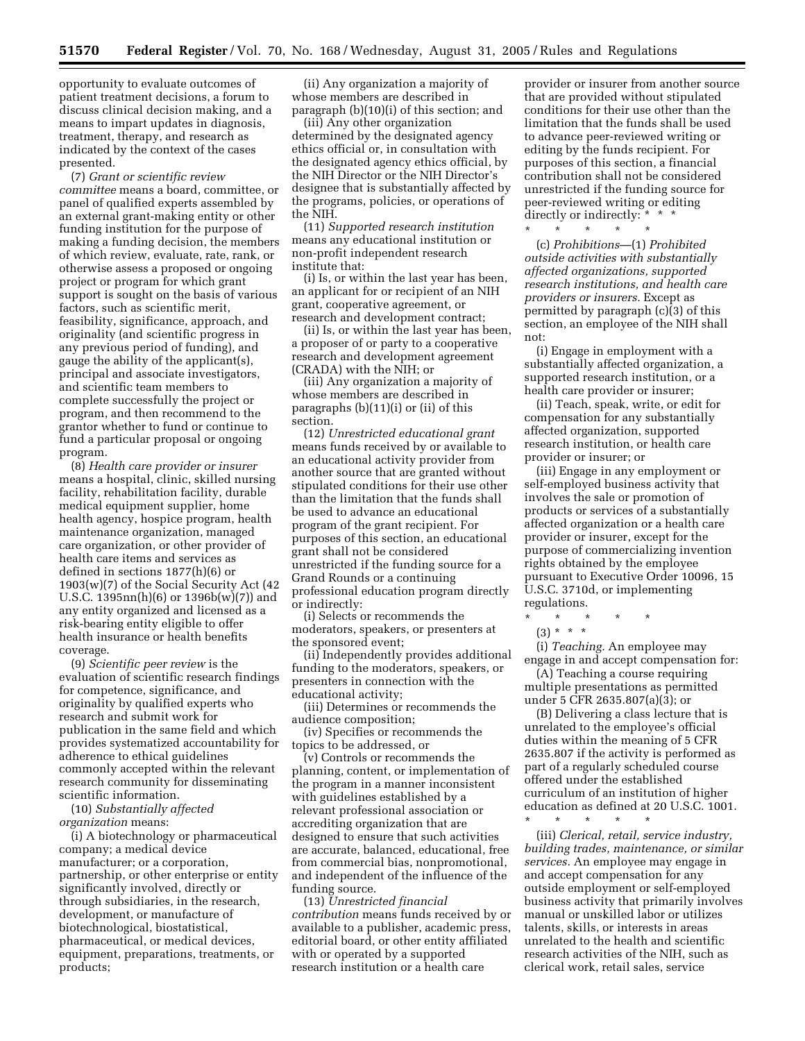opportunity to evaluate outcomes of patient treatment decisions, a forum to discuss clinical decision making, and a means to impart updates in diagnosis, treatment, therapy, and research as indicated by the context of the cases presented.

(7) *Grant or scientific review committee* means a board, committee, or panel of qualified experts assembled by an external grant-making entity or other funding institution for the purpose of making a funding decision, the members of which review, evaluate, rate, rank, or otherwise assess a proposed or ongoing project or program for which grant support is sought on the basis of various factors, such as scientific merit, feasibility, significance, approach, and originality (and scientific progress in any previous period of funding), and gauge the ability of the applicant(s), principal and associate investigators, and scientific team members to complete successfully the project or program, and then recommend to the grantor whether to fund or continue to fund a particular proposal or ongoing program.

(8) *Health care provider or insurer* means a hospital, clinic, skilled nursing facility, rehabilitation facility, durable medical equipment supplier, home health agency, hospice program, health maintenance organization, managed care organization, or other provider of health care items and services as defined in sections 1877(h)(6) or 1903(w)(7) of the Social Security Act (42 U.S.C. 1395nn(h)(6) or 1396b(w)(7)) and any entity organized and licensed as a risk-bearing entity eligible to offer health insurance or health benefits coverage.

(9) *Scientific peer review* is the evaluation of scientific research findings for competence, significance, and originality by qualified experts who research and submit work for publication in the same field and which provides systematized accountability for adherence to ethical guidelines commonly accepted within the relevant research community for disseminating scientific information.

(10) *Substantially affected organization* means:

(i) A biotechnology or pharmaceutical company; a medical device manufacturer; or a corporation, partnership, or other enterprise or entity significantly involved, directly or through subsidiaries, in the research, development, or manufacture of biotechnological, biostatistical, pharmaceutical, or medical devices, equipment, preparations, treatments, or products;

(ii) Any organization a majority of whose members are described in paragraph (b)(10)(i) of this section; and

(iii) Any other organization determined by the designated agency ethics official or, in consultation with the designated agency ethics official, by the NIH Director or the NIH Director's designee that is substantially affected by the programs, policies, or operations of the NIH.

(11) *Supported research institution* means any educational institution or non-profit independent research institute that:

(i) Is, or within the last year has been, an applicant for or recipient of an NIH grant, cooperative agreement, or research and development contract;

(ii) Is, or within the last year has been, a proposer of or party to a cooperative research and development agreement (CRADA) with the NIH; or

(iii) Any organization a majority of whose members are described in paragraphs (b)(11)(i) or (ii) of this section.

(12) *Unrestricted educational grant* means funds received by or available to an educational activity provider from another source that are granted without stipulated conditions for their use other than the limitation that the funds shall be used to advance an educational program of the grant recipient. For purposes of this section, an educational grant shall not be considered unrestricted if the funding source for a Grand Rounds or a continuing professional education program directly or indirectly:

(i) Selects or recommends the moderators, speakers, or presenters at the sponsored event;

(ii) Independently provides additional funding to the moderators, speakers, or presenters in connection with the educational activity;

(iii) Determines or recommends the audience composition;

(iv) Specifies or recommends the topics to be addressed, or

(v) Controls or recommends the planning, content, or implementation of the program in a manner inconsistent with guidelines established by a relevant professional association or accrediting organization that are designed to ensure that such activities are accurate, balanced, educational, free from commercial bias, nonpromotional, and independent of the influence of the funding source.

(13) *Unrestricted financial contribution* means funds received by or available to a publisher, academic press, editorial board, or other entity affiliated with or operated by a supported research institution or a health care provider or insurer from another source that are provided without stipulated conditions for their use other than the limitation that the funds shall be used to advance peer-reviewed writing or editing by the funds recipient. For purposes of this section, a financial contribution shall not be considered unrestricted if the funding source for peer-reviewed writing or editing directly or indirectly: * * *

\* \* \* \* \*

(c) *Prohibitions*—(1) *Prohibited outside activities with substantially affected organizations, supported research institutions, and health care providers or insurers.* Except as permitted by paragraph (c)(3) of this section, an employee of the NIH shall not:

(i) Engage in employment with a substantially affected organization, a supported research institution, or a health care provider or insurer;

(ii) Teach, speak, write, or edit for compensation for any substantially affected organization, supported research institution, or health care provider or insurer; or

(iii) Engage in any employment or self-employed business activity that involves the sale or promotion of products or services of a substantially affected organization or a health care provider or insurer, except for the purpose of commercializing invention rights obtained by the employee pursuant to Executive Order 10096, 15 U.S.C. 3710d, or implementing regulations.

\* \* \* \* \*

(3) * * *

(i) *Teaching.* An employee may engage in and accept compensation for:

(A) Teaching a course requiring multiple presentations as permitted under 5 CFR 2635.807(a)(3); or

(B) Delivering a class lecture that is unrelated to the employee's official duties within the meaning of 5 CFR 2635.807 if the activity is performed as part of a regularly scheduled course offered under the established curriculum of an institution of higher education as defined at 20 U.S.C. 1001.

\* \* \* \* \*

(iii) *Clerical, retail, service industry, building trades, maintenance, or similar services.* An employee may engage in and accept compensation for any outside employment or self-employed business activity that primarily involves manual or unskilled labor or utilizes talents, skills, or interests in areas unrelated to the health and scientific research activities of the NIH, such as clerical work, retail sales, service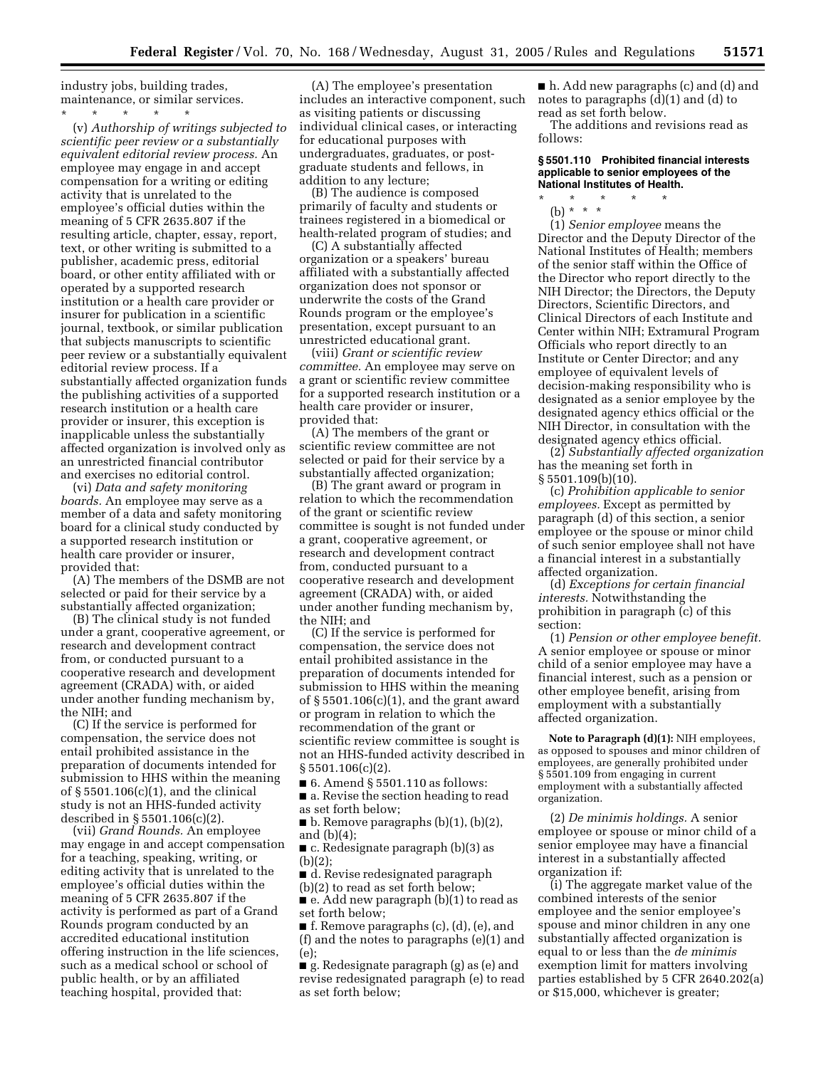industry jobs, building trades, maintenance, or similar services.

\* \* \* \* \*

(v) *Authorship of writings subjected to scientific peer review or a substantially equivalent editorial review process.* An employee may engage in and accept compensation for a writing or editing activity that is unrelated to the employee's official duties within the meaning of 5 CFR 2635.807 if the resulting article, chapter, essay, report, text, or other writing is submitted to a publisher, academic press, editorial board, or other entity affiliated with or operated by a supported research institution or a health care provider or insurer for publication in a scientific journal, textbook, or similar publication that subjects manuscripts to scientific peer review or a substantially equivalent editorial review process. If a substantially affected organization funds the publishing activities of a supported research institution or a health care provider or insurer, this exception is inapplicable unless the substantially affected organization is involved only as an unrestricted financial contributor and exercises no editorial control.

(vi) *Data and safety monitoring boards.* An employee may serve as a member of a data and safety monitoring board for a clinical study conducted by a supported research institution or health care provider or insurer, provided that:

(A) The members of the DSMB are not selected or paid for their service by a substantially affected organization;

(B) The clinical study is not funded under a grant, cooperative agreement, or research and development contract from, or conducted pursuant to a cooperative research and development agreement (CRADA) with, or aided under another funding mechanism by, the NIH; and

(C) If the service is performed for compensation, the service does not entail prohibited assistance in the preparation of documents intended for submission to HHS within the meaning of § 5501.106(c)(1), and the clinical study is not an HHS-funded activity described in § 5501.106(c)(2).

(vii) *Grand Rounds.* An employee may engage in and accept compensation for a teaching, speaking, writing, or editing activity that is unrelated to the employee's official duties within the meaning of 5 CFR 2635.807 if the activity is performed as part of a Grand Rounds program conducted by an accredited educational institution offering instruction in the life sciences, such as a medical school or school of public health, or by an affiliated teaching hospital, provided that:

(A) The employee's presentation includes an interactive component, such as visiting patients or discussing individual clinical cases, or interacting for educational purposes with undergraduates, graduates, or post-graduate students and fellows, in addition to any lecture;

(B) The audience is composed primarily of faculty and students or trainees registered in a biomedical or health-related program of studies; and

(C) A substantially affected organization or a speakers' bureau affiliated with a substantially affected organization does not sponsor or underwrite the costs of the Grand Rounds program or the employee's presentation, except pursuant to an unrestricted educational grant.

(viii) *Grant or scientific review committee.* An employee may serve on a grant or scientific review committee for a supported research institution or a health care provider or insurer, provided that:

(A) The members of the grant or scientific review committee are not selected or paid for their service by a substantially affected organization;

(B) The grant award or program in relation to which the recommendation of the grant or scientific review committee is sought is not funded under a grant, cooperative agreement, or research and development contract from, conducted pursuant to a cooperative research and development agreement (CRADA) with, or aided under another funding mechanism by, the NIH; and

(C) If the service is performed for compensation, the service does not entail prohibited assistance in the preparation of documents intended for submission to HHS within the meaning of § 5501.106(c)(1), and the grant award or program in relation to which the recommendation of the grant or scientific review committee is sought is not an HHS-funded activity described in § 5501.106(c)(2).

■ 6. Amend § 5501.110 as follows:

■ a. Revise the section heading to read as set forth below;

■ b. Remove paragraphs (b)(1), (b)(2), and (b)(4);

■ c. Redesignate paragraph (b)(3) as (b)(2);

■ d. Revise redesignated paragraph (b)(2) to read as set forth below;

■ e. Add new paragraph (b)(1) to read as set forth below;

■ f. Remove paragraphs (c), (d), (e), and (f) and the notes to paragraphs (e)(1) and (e);

■ g. Redesignate paragraph (g) as (e) and revise redesignated paragraph (e) to read as set forth below;

■ h. Add new paragraphs (c) and (d) and notes to paragraphs (d)(1) and (d) to read as set forth below.

The additions and revisions read as follows:

### § 5501.110 Prohibited financial interests applicable to senior employees of the National Institutes of Health.

\* \* \* \* \*

(b) \* \* \*

(1) *Senior employee* means the Director and the Deputy Director of the National Institutes of Health; members of the senior staff within the Office of the Director who report directly to the NIH Director; the Directors, the Deputy Directors, Scientific Directors, and Clinical Directors of each Institute and Center within NIH; Extramural Program Officials who report directly to an Institute or Center Director; and any employee of equivalent levels of decision-making responsibility who is designated as a senior employee by the designated agency ethics official or the NIH Director, in consultation with the designated agency ethics official.

(2) *Substantially affected organization* has the meaning set forth in § 5501.109(b)(10).

(c) *Prohibition applicable to senior employees.* Except as permitted by paragraph (d) of this section, a senior employee or the spouse or minor child of such senior employee shall not have a financial interest in a substantially affected organization.

(d) *Exceptions for certain financial interests.* Notwithstanding the prohibition in paragraph (c) of this section:

(1) *Pension or other employee benefit.* A senior employee or spouse or minor child of a senior employee may have a financial interest, such as a pension or other employee benefit, arising from employment with a substantially affected organization.

**Note to Paragraph (d)(1):** NIH employees, as opposed to spouses and minor children of employees, are generally prohibited under § 5501.109 from engaging in current employment with a substantially affected organization.

(2) *De minimis holdings.* A senior employee or spouse or minor child of a senior employee may have a financial interest in a substantially affected organization if:

(i) The aggregate market value of the combined interests of the senior employee and the senior employee's spouse and minor children in any one substantially affected organization is equal to or less than the *de minimis* exemption limit for matters involving parties established by 5 CFR 2640.202(a) or $15,000, whichever is greater;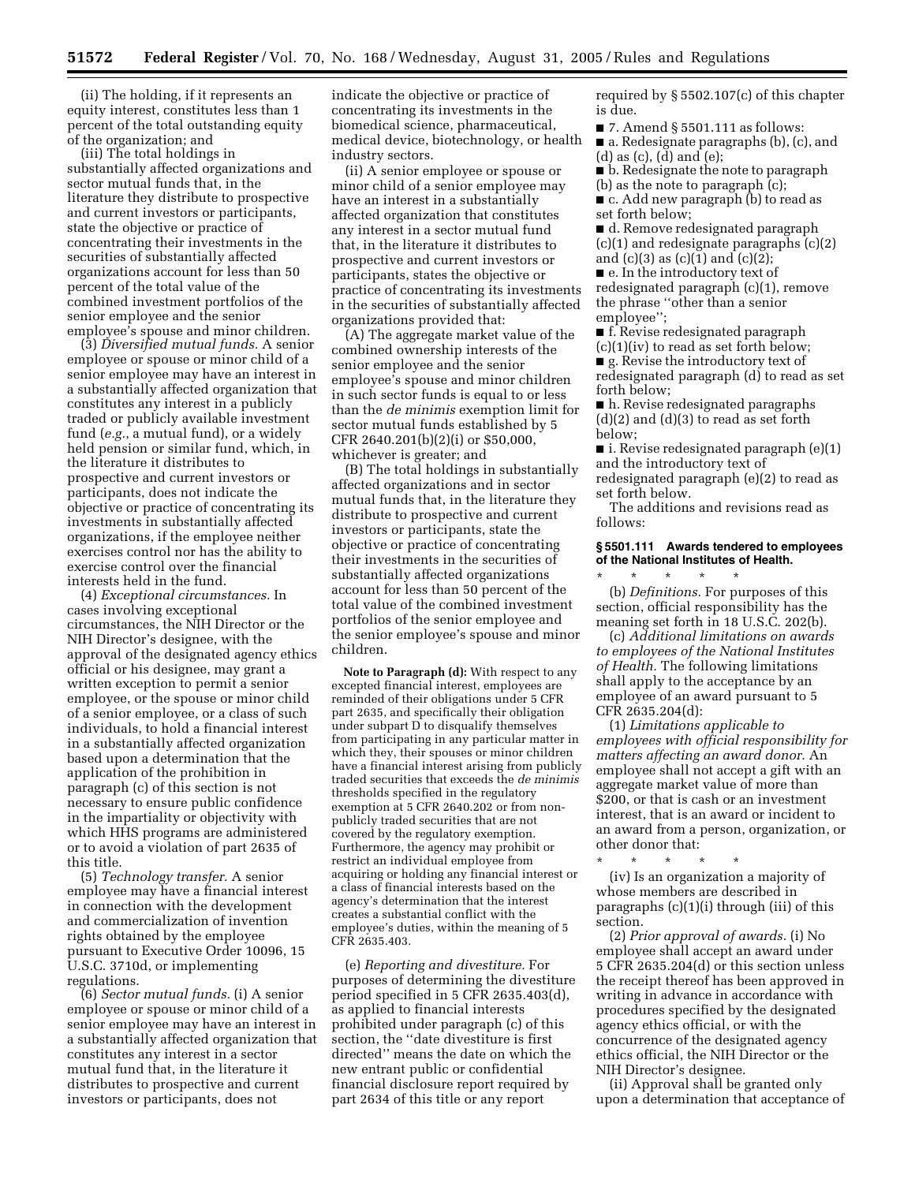(ii) The holding, if it represents an equity interest, constitutes less than 1 percent of the total outstanding equity of the organization; and

(iii) The total holdings in substantially affected organizations and sector mutual funds that, in the literature they distribute to prospective and current investors or participants, state the objective or practice of concentrating their investments in the securities of substantially affected organizations account for less than 50 percent of the total value of the combined investment portfolios of the senior employee and the senior employee's spouse and minor children.

(3) *Diversified mutual funds.* A senior employee or spouse or minor child of a senior employee may have an interest in a substantially affected organization that constitutes any interest in a publicly traded or publicly available investment fund (*e.g.*, a mutual fund), or a widely held pension or similar fund, which, in the literature it distributes to prospective and current investors or participants, does not indicate the objective or practice of concentrating its investments in substantially affected organizations, if the employee neither exercises control nor has the ability to exercise control over the financial interests held in the fund.

(4) *Exceptional circumstances.* In cases involving exceptional circumstances, the NIH Director or the NIH Director's designee, with the approval of the designated agency ethics official or his designee, may grant a written exception to permit a senior employee, or the spouse or minor child of a senior employee, or a class of such individuals, to hold a financial interest in a substantially affected organization based upon a determination that the application of the prohibition in paragraph (c) of this section is not necessary to ensure public confidence in the impartiality or objectivity with which HHS programs are administered or to avoid a violation of part 2635 of this title.

(5) *Technology transfer.* A senior employee may have a financial interest in connection with the development and commercialization of invention rights obtained by the employee pursuant to Executive Order 10096, 15 U.S.C. 3710d, or implementing regulations.

(6) *Sector mutual funds.* (i) A senior employee or spouse or minor child of a senior employee may have an interest in a substantially affected organization that constitutes any interest in a sector mutual fund that, in the literature it distributes to prospective and current investors or participants, does not indicate the objective or practice of concentrating its investments in the biomedical science, pharmaceutical, medical device, biotechnology, or health industry sectors.

(ii) A senior employee or spouse or minor child of a senior employee may have an interest in a substantially affected organization that constitutes any interest in a sector mutual fund that, in the literature it distributes to prospective and current investors or participants, states the objective or practice of concentrating its investments in the securities of substantially affected organizations provided that:

(A) The aggregate market value of the combined ownership interests of the senior employee and the senior employee's spouse and minor children in such sector funds is equal to or less than the *de minimis* exemption limit for sector mutual funds established by 5 CFR 2640.201(b)(2)(i) or $50,000, whichever is greater; and

(B) The total holdings in substantially affected organizations and in sector mutual funds that, in the literature they distribute to prospective and current investors or participants, state the objective or practice of concentrating their investments in the securities of substantially affected organizations account for less than 50 percent of the total value of the combined investment portfolios of the senior employee and the senior employee's spouse and minor children.

**Note to Paragraph (d):** With respect to any excepted financial interest, employees are reminded of their obligations under 5 CFR part 2635, and specifically their obligation under subpart D to disqualify themselves from participating in any particular matter in which they, their spouses or minor children have a financial interest arising from publicly traded securities that exceeds the *de minimis* thresholds specified in the regulatory exemption at 5 CFR 2640.202 or from non-publicly traded securities that are not covered by the regulatory exemption. Furthermore, the agency may prohibit or restrict an individual employee from acquiring or holding any financial interest or a class of financial interests based on the agency's determination that the interest creates a substantial conflict with the employee's duties, within the meaning of 5 CFR 2635.403.

(e) *Reporting and divestiture.* For purposes of determining the divestiture period specified in 5 CFR 2635.403(d), as applied to financial interests prohibited under paragraph (c) of this section, the "date divestiture is first directed" means the date on which the new entrant public or confidential financial disclosure report required by part 2634 of this title or any report required by § 5502.107(c) of this chapter is due.

■ 7. Amend § 5501.111 as follows:

■ a. Redesignate paragraphs (b), (c), and (d) as (c), (d) and (e);

■ b. Redesignate the note to paragraph (b) as the note to paragraph (c);

■ c. Add new paragraph (b) to read as set forth below;

■ d. Remove redesignated paragraph (c)(1) and redesignate paragraphs (c)(2) and (c)(3) as (c)(1) and (c)(2);

■ e. In the introductory text of redesignated paragraph (c)(1), remove the phrase "other than a senior employee";

■ f. Revise redesignated paragraph (c)(1)(iv) to read as set forth below;

■ g. Revise the introductory text of redesignated paragraph (d) to read as set forth below;

■ h. Revise redesignated paragraphs (d)(2) and (d)(3) to read as set forth below;

■ i. Revise redesignated paragraph (e)(1) and the introductory text of redesignated paragraph (e)(2) to read as set forth below.

The additions and revisions read as follows:

#### § 5501.111 Awards tendered to employees of the National Institutes of Health.

\* \* \* \* \*

(b) *Definitions.* For purposes of this section, official responsibility has the meaning set forth in 18 U.S.C. 202(b).

(c) *Additional limitations on awards to employees of the National Institutes of Health.* The following limitations shall apply to the acceptance by an employee of an award pursuant to 5 CFR 2635.204(d):

(1) *Limitations applicable to employees with official responsibility for matters affecting an award donor.* An employee shall not accept a gift with an aggregate market value of more than $200, or that is cash or an investment interest, that is an award or incident to an award from a person, organization, or other donor that:

\* \* \* \* \*

(iv) Is an organization a majority of whose members are described in paragraphs (c)(1)(i) through (iii) of this section.

(2) *Prior approval of awards.* (i) No employee shall accept an award under 5 CFR 2635.204(d) or this section unless the receipt thereof has been approved in writing in advance in accordance with procedures specified by the designated agency ethics official, or with the concurrence of the designated agency ethics official, the NIH Director or the NIH Director's designee.

(ii) Approval shall be granted only upon a determination that acceptance of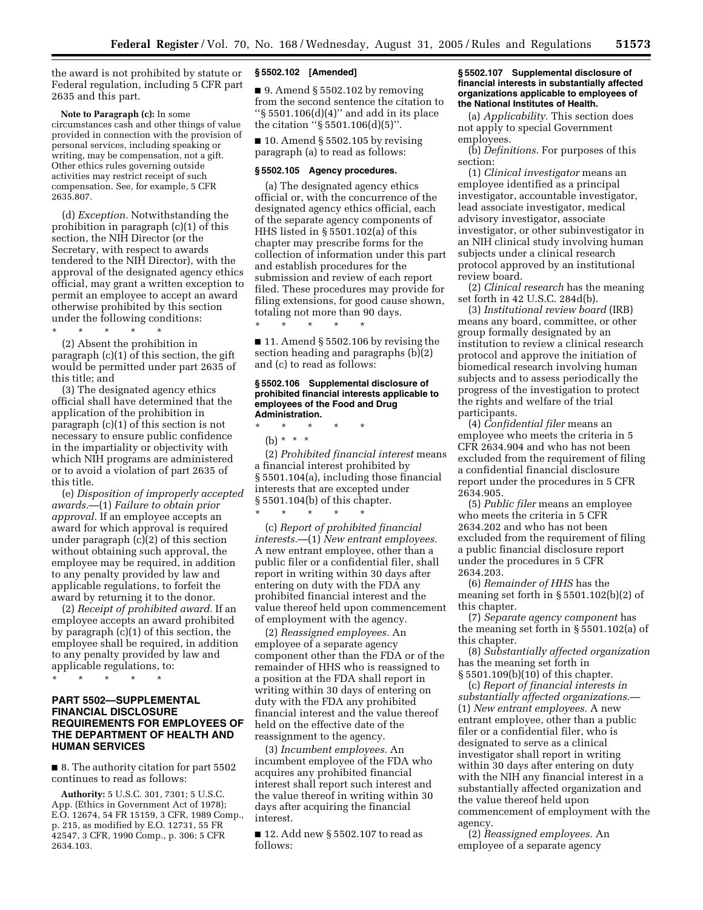the award is not prohibited by statute or Federal regulation, including 5 CFR part 2635 and this part.

**Note to Paragraph (c):** In some circumstances cash and other things of value provided in connection with the provision of personal services, including speaking or writing, may be compensation, not a gift. Other ethics rules governing outside activities may restrict receipt of such compensation. See, for example, 5 CFR 2635.807.

(d) *Exception.* Notwithstanding the prohibition in paragraph (c)(1) of this section, the NIH Director (or the Secretary, with respect to awards tendered to the NIH Director), with the approval of the designated agency ethics official, may grant a written exception to permit an employee to accept an award otherwise prohibited by this section under the following conditions:

\* \* \* \* \*

(2) Absent the prohibition in paragraph (c)(1) of this section, the gift would be permitted under part 2635 of this title; and

(3) The designated agency ethics official shall have determined that the application of the prohibition in paragraph (c)(1) of this section is not necessary to ensure public confidence in the impartiality or objectivity with which NIH programs are administered or to avoid a violation of part 2635 of this title.

(e) *Disposition of improperly accepted awards.*—(1) *Failure to obtain prior approval.* If an employee accepts an award for which approval is required under paragraph (c)(2) of this section without obtaining such approval, the employee may be required, in addition to any penalty provided by law and applicable regulations, to forfeit the award by returning it to the donor.

(2) *Receipt of prohibited award.* If an employee accepts an award prohibited by paragraph (c)(1) of this section, the employee shall be required, in addition to any penalty provided by law and applicable regulations, to:

\* \* \* \* \*

## PART 5502—SUPPLEMENTAL FINANCIAL DISCLOSURE REQUIREMENTS FOR EMPLOYEES OF THE DEPARTMENT OF HEALTH AND HUMAN SERVICES

■ 8. The authority citation for part 5502 continues to read as follows:

**Authority:** 5 U.S.C. 301, 7301; 5 U.S.C. App. (Ethics in Government Act of 1978); E.O. 12674, 54 FR 15159, 3 CFR, 1989 Comp., p. 215, as modified by E.O. 12731, 55 FR 42547, 3 CFR, 1990 Comp., p. 306; 5 CFR 2634.103.

### § 5502.102 [Amended]

■ 9. Amend § 5502.102 by removing from the second sentence the citation to "§ 5501.106(d)(4)" and add in its place the citation "§ 5501.106(d)(5)".

■ 10. Amend § 5502.105 by revising paragraph (a) to read as follows:

### § 5502.105 Agency procedures.

(a) The designated agency ethics official or, with the concurrence of the designated agency ethics official, each of the separate agency components of HHS listed in § 5501.102(a) of this chapter may prescribe forms for the collection of information under this part and establish procedures for the submission and review of each report filed. These procedures may provide for filing extensions, for good cause shown, totaling not more than 90 days.

\* \* \* \* \*

■ 11. Amend § 5502.106 by revising the section heading and paragraphs (b)(2) and (c) to read as follows:

### § 5502.106 Supplemental disclosure of prohibited financial interests applicable to employees of the Food and Drug Administration.

\* \* \* \* \*

(b) \* \* \*

(2) *Prohibited financial interest* means a financial interest prohibited by § 5501.104(a), including those financial interests that are excepted under § 5501.104(b) of this chapter.

\* \* \* \* \*

(c) *Report of prohibited financial interests.*—(1) *New entrant employees.* A new entrant employee, other than a public filer or a confidential filer, shall report in writing within 30 days after entering on duty with the FDA any prohibited financial interest and the value thereof held upon commencement of employment with the agency.

(2) *Reassigned employees.* An employee of a separate agency component other than the FDA or of the remainder of HHS who is reassigned to a position at the FDA shall report in writing within 30 days of entering on duty with the FDA any prohibited financial interest and the value thereof held on the effective date of the reassignment to the agency.

(3) *Incumbent employees.* An incumbent employee of the FDA who acquires any prohibited financial interest shall report such interest and the value thereof in writing within 30 days after acquiring the financial interest.

■ 12. Add new § 5502.107 to read as follows:

### § 5502.107 Supplemental disclosure of financial interests in substantially affected organizations applicable to employees of the National Institutes of Health.

(a) *Applicability.* This section does not apply to special Government employees.

(b) *Definitions.* For purposes of this section:

(1) *Clinical investigator* means an employee identified as a principal investigator, accountable investigator, lead associate investigator, medical advisory investigator, associate investigator, or other subinvestigator in an NIH clinical study involving human subjects under a clinical research protocol approved by an institutional review board.

(2) *Clinical research* has the meaning set forth in 42 U.S.C. 284d(b).

(3) *Institutional review board* (IRB) means any board, committee, or other group formally designated by an institution to review a clinical research protocol and approve the initiation of biomedical research involving human subjects and to assess periodically the progress of the investigation to protect the rights and welfare of the trial participants.

(4) *Confidential filer* means an employee who meets the criteria in 5 CFR 2634.904 and who has not been excluded from the requirement of filing a confidential financial disclosure report under the procedures in 5 CFR 2634.905.

(5) *Public filer* means an employee who meets the criteria in 5 CFR 2634.202 and who has not been excluded from the requirement of filing a public financial disclosure report under the procedures in 5 CFR 2634.203.

(6) *Remainder of HHS* has the meaning set forth in § 5501.102(b)(2) of this chapter.

(7) *Separate agency component* has the meaning set forth in § 5501.102(a) of this chapter.

(8) *Substantially affected organization* has the meaning set forth in § 5501.109(b)(10) of this chapter.

(c) *Report of financial interests in substantially affected organizations.*—(1) *New entrant employees.* A new entrant employee, other than a public filer or a confidential filer, who is designated to serve as a clinical investigator shall report in writing within 30 days after entering on duty with the NIH any financial interest in a substantially affected organization and the value thereof held upon commencement of employment with the agency.

(2) *Reassigned employees.* An employee of a separate agency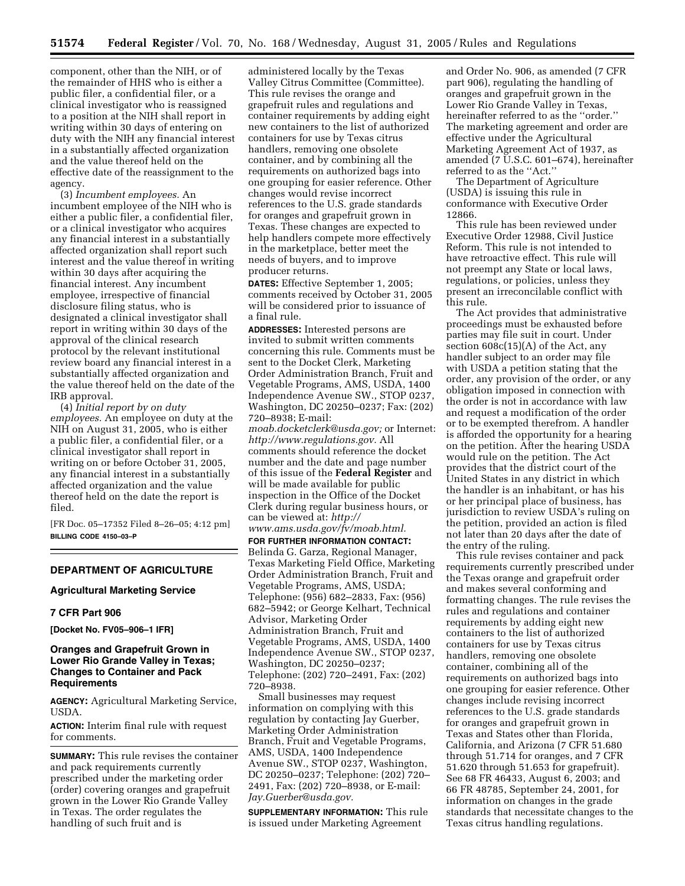component, other than the NIH, or of the remainder of HHS who is either a public filer, a confidential filer, or a clinical investigator who is reassigned to a position at the NIH shall report in writing within 30 days of entering on duty with the NIH any financial interest in a substantially affected organization and the value thereof held on the effective date of the reassignment to the agency.

(3) *Incumbent employees.* An incumbent employee of the NIH who is either a public filer, a confidential filer, or a clinical investigator who acquires any financial interest in a substantially affected organization shall report such interest and the value thereof in writing within 30 days after acquiring the financial interest. Any incumbent employee, irrespective of financial disclosure filing status, who is designated a clinical investigator shall report in writing within 30 days of the approval of the clinical research protocol by the relevant institutional review board any financial interest in a substantially affected organization and the value thereof held on the date of the IRB approval.

(4) *Initial report by on duty employees.* An employee on duty at the NIH on August 31, 2005, who is either a public filer, a confidential filer, or a clinical investigator shall report in writing on or before October 31, 2005, any financial interest in a substantially affected organization and the value thereof held on the date the report is filed.

[FR Doc. 05–17352 Filed 8–26–05; 4:12 pm]

**BILLING CODE 4150–03–P**

## DEPARTMENT OF AGRICULTURE

### Agricultural Marketing Service

### 7 CFR Part 906

**[Docket No. FV05–906–1 IFR]**

### Oranges and Grapefruit Grown in Lower Rio Grande Valley in Texas; Changes to Container and Pack Requirements

**AGENCY:** Agricultural Marketing Service, USDA.

**ACTION:** Interim final rule with request for comments.

**SUMMARY:** This rule revises the container and pack requirements currently prescribed under the marketing order (order) covering oranges and grapefruit grown in the Lower Rio Grande Valley in Texas. The order regulates the handling of such fruit and is administered locally by the Texas Valley Citrus Committee (Committee). This rule revises the orange and grapefruit rules and regulations and container requirements by adding eight new containers to the list of authorized containers for use by Texas citrus handlers, removing one obsolete container, and by combining all the requirements on authorized bags into one grouping for easier reference. Other changes would revise incorrect references to the U.S. grade standards for oranges and grapefruit grown in Texas. These changes are expected to help handlers compete more effectively in the marketplace, better meet the needs of buyers, and to improve producer returns.

**DATES:** Effective September 1, 2005; comments received by October 31, 2005 will be considered prior to issuance of a final rule.

**ADDRESSES:** Interested persons are invited to submit written comments concerning this rule. Comments must be sent to the Docket Clerk, Marketing Order Administration Branch, Fruit and Vegetable Programs, AMS, USDA, 1400 Independence Avenue SW., STOP 0237, Washington, DC 20250–0237; Fax: (202) 720–8938; E-mail: *moab.docketclerk@usda.gov;* or Internet: *http://www.regulations.gov.* All comments should reference the docket number and the date and page number of this issue of the **Federal Register** and will be made available for public inspection in the Office of the Docket Clerk during regular business hours, or can be viewed at: *http://www.ams.usda.gov/fv/moab.html.*

**FOR FURTHER INFORMATION CONTACT:** Belinda G. Garza, Regional Manager, Texas Marketing Field Office, Marketing Order Administration Branch, Fruit and Vegetable Programs, AMS, USDA; Telephone: (956) 682–2833, Fax: (956) 682–5942; or George Kelhart, Technical Advisor, Marketing Order Administration Branch, Fruit and Vegetable Programs, AMS, USDA, 1400 Independence Avenue SW., STOP 0237, Washington, DC 20250–0237; Telephone: (202) 720–2491, Fax: (202) 720–8938.

Small businesses may request information on complying with this regulation by contacting Jay Guerber, Marketing Order Administration Branch, Fruit and Vegetable Programs, AMS, USDA, 1400 Independence Avenue SW., STOP 0237, Washington, DC 20250–0237; Telephone: (202) 720–2491, Fax: (202) 720–8938, or E-mail: *Jay.Guerber@usda.gov.*

**SUPPLEMENTARY INFORMATION:** This rule is issued under Marketing Agreement and Order No. 906, as amended (7 CFR part 906), regulating the handling of oranges and grapefruit grown in the Lower Rio Grande Valley in Texas, hereinafter referred to as the ''order.'' The marketing agreement and order are effective under the Agricultural Marketing Agreement Act of 1937, as amended (7 U.S.C. 601–674), hereinafter referred to as the ''Act.''

The Department of Agriculture (USDA) is issuing this rule in conformance with Executive Order 12866.

This rule has been reviewed under Executive Order 12988, Civil Justice Reform. This rule is not intended to have retroactive effect. This rule will not preempt any State or local laws, regulations, or policies, unless they present an irreconcilable conflict with this rule.

The Act provides that administrative proceedings must be exhausted before parties may file suit in court. Under section 608c(15)(A) of the Act, any handler subject to an order may file with USDA a petition stating that the order, any provision of the order, or any obligation imposed in connection with the order is not in accordance with law and request a modification of the order or to be exempted therefrom. A handler is afforded the opportunity for a hearing on the petition. After the hearing USDA would rule on the petition. The Act provides that the district court of the United States in any district in which the handler is an inhabitant, or has his or her principal place of business, has jurisdiction to review USDA's ruling on the petition, provided an action is filed not later than 20 days after the date of the entry of the ruling.

This rule revises container and pack requirements currently prescribed under the Texas orange and grapefruit order and makes several conforming and formatting changes. The rule revises the rules and regulations and container requirements by adding eight new containers to the list of authorized containers for use by Texas citrus handlers, removing one obsolete container, combining all of the requirements on authorized bags into one grouping for easier reference. Other changes include revising incorrect references to the U.S. grade standards for oranges and grapefruit grown in Texas and States other than Florida, California, and Arizona (7 CFR 51.680 through 51.714 for oranges, and 7 CFR 51.620 through 51.653 for grapefruit). See 68 FR 46433, August 6, 2003; and 66 FR 48785, September 24, 2001, for information on changes in the grade standards that necessitate changes to the Texas citrus handling regulations.